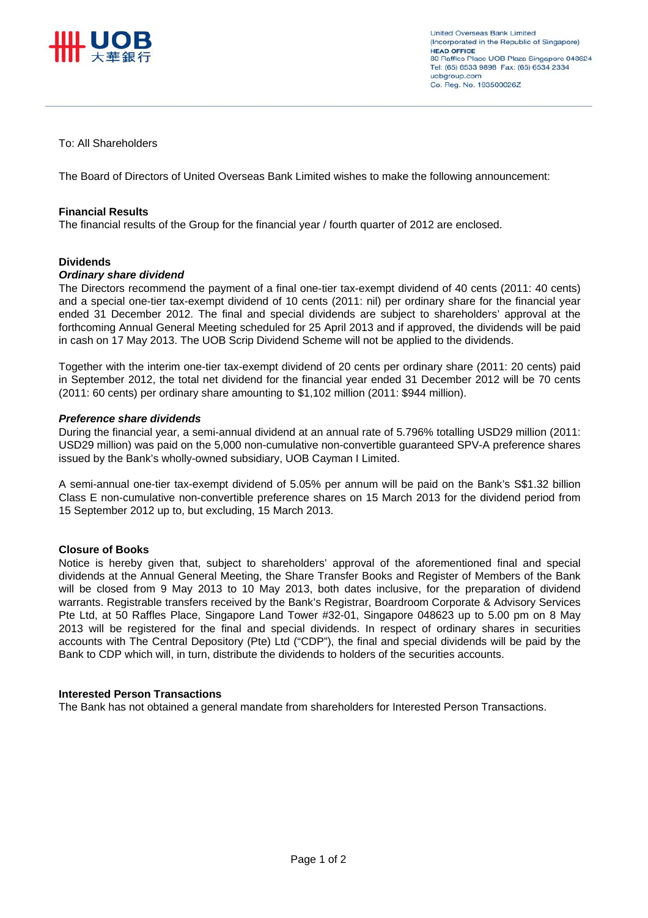United Overseas Bank Limited
(Incorporated in the Republic of Singapore)
**HEAD OFFICE**
80 Raffles Place UOB Plaza Singapore 048624
Tel: (65) 6533 9898 Fax: (65) 6534 2334
uobgroup.com
Co. Reg. No. 193500026Z

To: All Shareholders

The Board of Directors of United Overseas Bank Limited wishes to make the following announcement:

**Financial Results**

The financial results of the Group for the financial year / fourth quarter of 2012 are enclosed.

**Dividends**

***Ordinary share dividend***

The Directors recommend the payment of a final one-tier tax-exempt dividend of 40 cents (2011: 40 cents) and a special one-tier tax-exempt dividend of 10 cents (2011: nil) per ordinary share for the financial year ended 31 December 2012. The final and special dividends are subject to shareholders' approval at the forthcoming Annual General Meeting scheduled for 25 April 2013 and if approved, the dividends will be paid in cash on 17 May 2013. The UOB Scrip Dividend Scheme will not be applied to the dividends.

Together with the interim one-tier tax-exempt dividend of 20 cents per ordinary share (2011: 20 cents) paid in September 2012, the total net dividend for the financial year ended 31 December 2012 will be 70 cents (2011: 60 cents) per ordinary share amounting to $1,102 million (2011: $944 million).

***Preference share dividends***

During the financial year, a semi-annual dividend at an annual rate of 5.796% totalling USD29 million (2011: USD29 million) was paid on the 5,000 non-cumulative non-convertible guaranteed SPV-A preference shares issued by the Bank's wholly-owned subsidiary, UOB Cayman I Limited.

A semi-annual one-tier tax-exempt dividend of 5.05% per annum will be paid on the Bank's S$1.32 billion Class E non-cumulative non-convertible preference shares on 15 March 2013 for the dividend period from 15 September 2012 up to, but excluding, 15 March 2013.

**Closure of Books**

Notice is hereby given that, subject to shareholders' approval of the aforementioned final and special dividends at the Annual General Meeting, the Share Transfer Books and Register of Members of the Bank will be closed from 9 May 2013 to 10 May 2013, both dates inclusive, for the preparation of dividend warrants. Registrable transfers received by the Bank's Registrar, Boardroom Corporate & Advisory Services Pte Ltd, at 50 Raffles Place, Singapore Land Tower #32-01, Singapore 048623 up to 5.00 pm on 8 May 2013 will be registered for the final and special dividends. In respect of ordinary shares in securities accounts with The Central Depository (Pte) Ltd ("CDP"), the final and special dividends will be paid by the Bank to CDP which will, in turn, distribute the dividends to holders of the securities accounts.

**Interested Person Transactions**

The Bank has not obtained a general mandate from shareholders for Interested Person Transactions.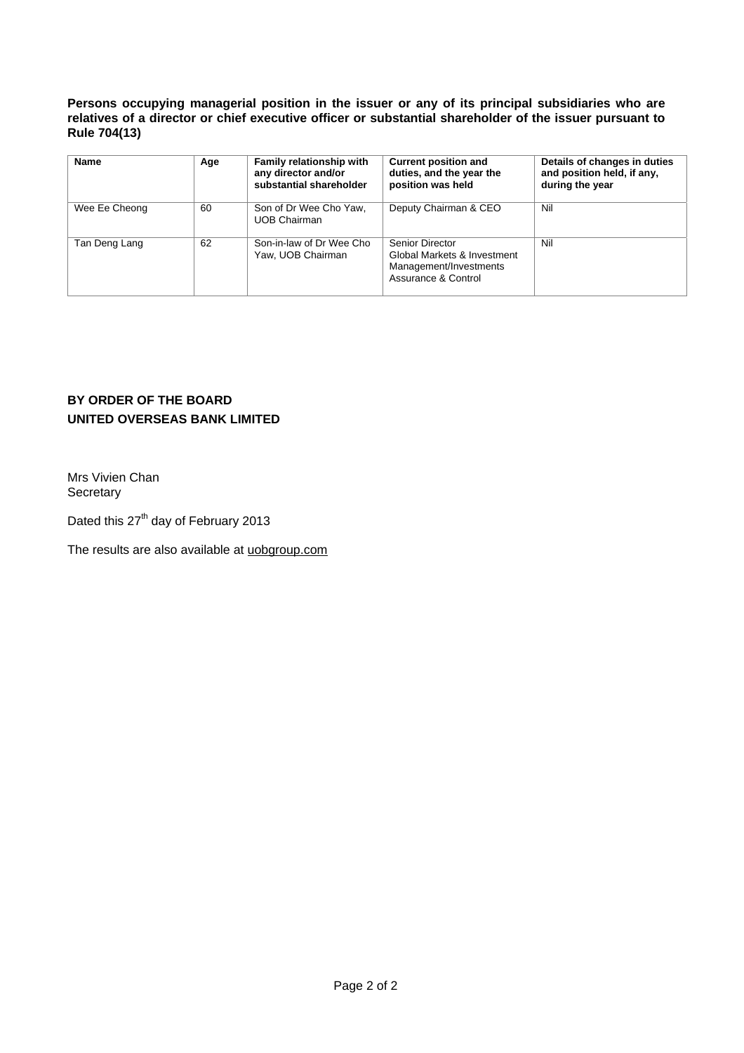**Persons occupying managerial position in the issuer or any of its principal subsidiaries who are relatives of a director or chief executive officer or substantial shareholder of the issuer pursuant to Rule 704(13)**

| Name | Age | Family relationship with any director and/or substantial shareholder | Current position and duties, and the year the position was held | Details of changes in duties and position held, if any, during the year |
|---|---|---|---|---|
| Wee Ee Cheong | 60 | Son of Dr Wee Cho Yaw, UOB Chairman | Deputy Chairman & CEO | Nil |
| Tan Deng Lang | 62 | Son-in-law of Dr Wee Cho Yaw, UOB Chairman | Senior Director Global Markets & Investment Management/Investments Assurance & Control | Nil |

**BY ORDER OF THE BOARD**
**UNITED OVERSEAS BANK LIMITED**

Mrs Vivien Chan
Secretary

Dated this 27th day of February 2013

The results are also available at uobgroup.com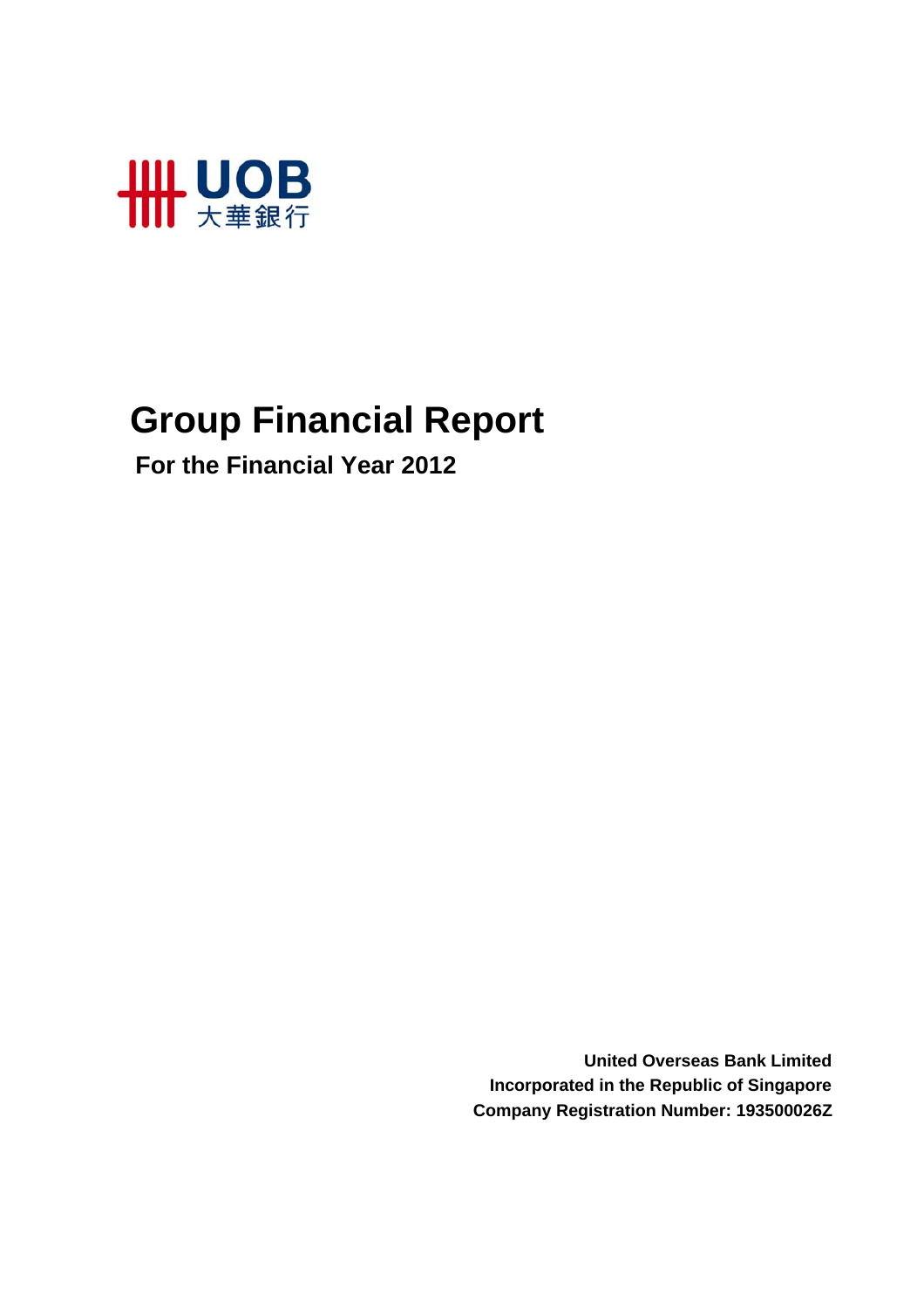UOB 大華銀行

# Group Financial Report

## For the Financial Year 2012

**United Overseas Bank Limited**
**Incorporated in the Republic of Singapore**
**Company Registration Number: 193500026Z**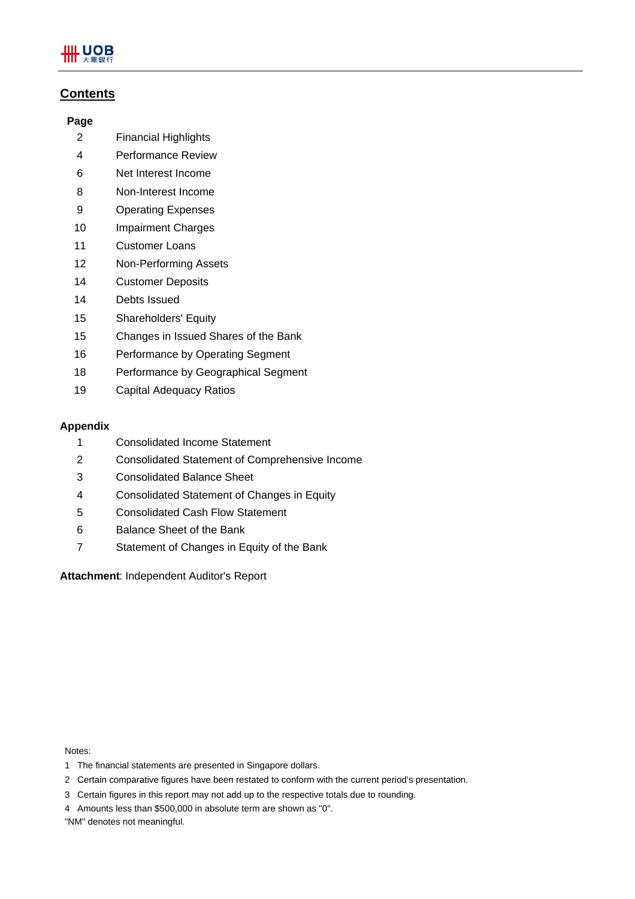## Contents

| Page | |
|---|---|
| 2 | Financial Highlights |
| 4 | Performance Review |
| 6 | Net Interest Income |
| 8 | Non-Interest Income |
| 9 | Operating Expenses |
| 10 | Impairment Charges |
| 11 | Customer Loans |
| 12 | Non-Performing Assets |
| 14 | Customer Deposits |
| 14 | Debts Issued |
| 15 | Shareholders' Equity |
| 15 | Changes in Issued Shares of the Bank |
| 16 | Performance by Operating Segment |
| 18 | Performance by Geographical Segment |
| 19 | Capital Adequacy Ratios |

**Appendix**

| | |
|---|---|
| 1 | Consolidated Income Statement |
| 2 | Consolidated Statement of Comprehensive Income |
| 3 | Consolidated Balance Sheet |
| 4 | Consolidated Statement of Changes in Equity |
| 5 | Consolidated Cash Flow Statement |
| 6 | Balance Sheet of the Bank |
| 7 | Statement of Changes in Equity of the Bank |

**Attachment**: Independent Auditor's Report

Notes:

1 The financial statements are presented in Singapore dollars.

2 Certain comparative figures have been restated to conform with the current period's presentation.

3 Certain figures in this report may not add up to the respective totals due to rounding.

4 Amounts less than $500,000 in absolute term are shown as "0".

"NM" denotes not meaningful.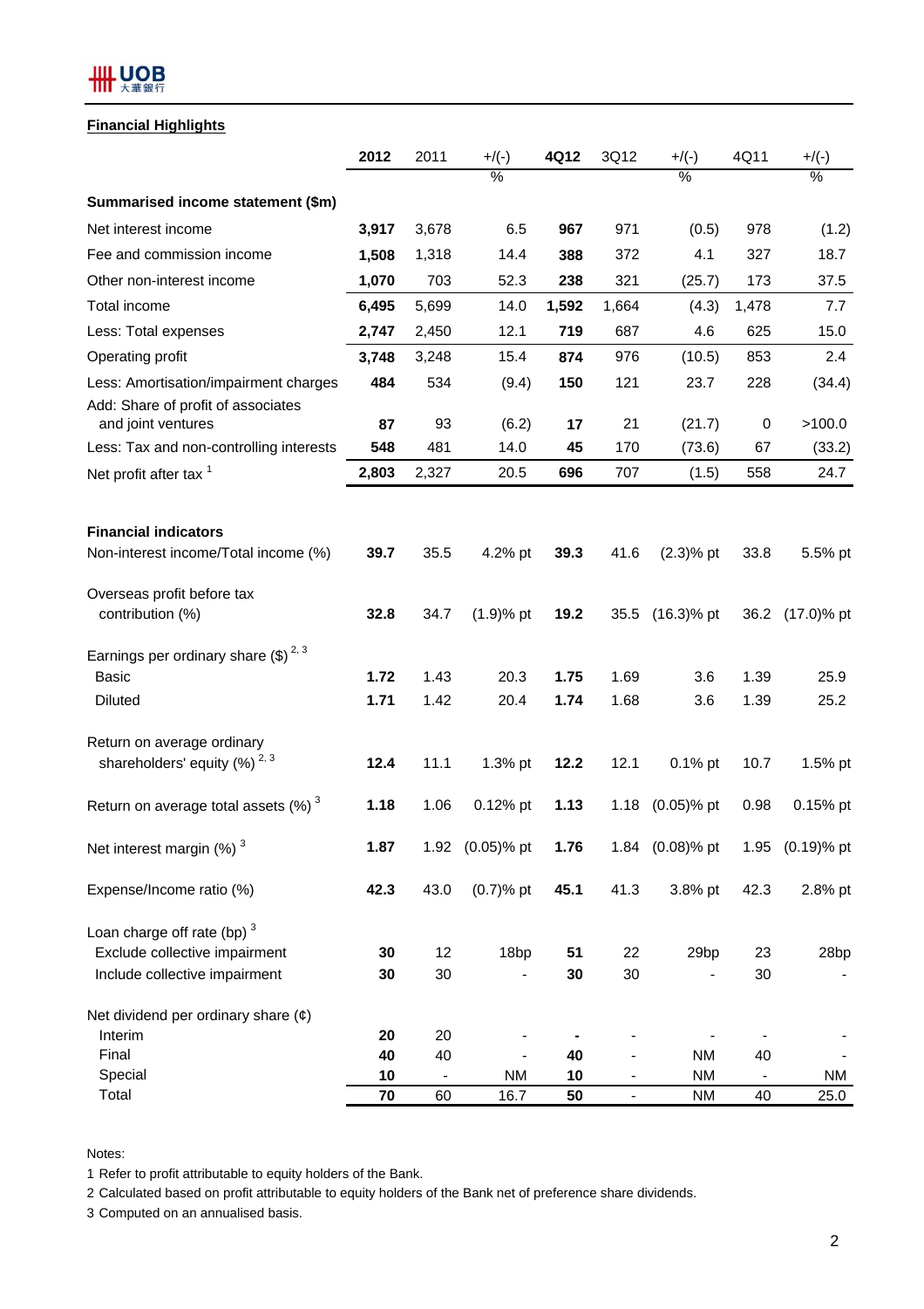## Financial Highlights

| | 2012 | 2011 | +/(-) | 4Q12 | 3Q12 | +/(-) | 4Q11 | +/(-) |
|---|---|---|---|---|---|---|---|---|
| | | | % | | | % | | % |
| **Summarised income statement ($m)** | | | | | | | | |
| Net interest income | **3,917** | 3,678 | 6.5 | **967** | 971 | (0.5) | 978 | (1.2) |
| Fee and commission income | **1,508** | 1,318 | 14.4 | **388** | 372 | 4.1 | 327 | 18.7 |
| Other non-interest income | **1,070** | 703 | 52.3 | **238** | 321 | (25.7) | 173 | 37.5 |
| Total income | **6,495** | 5,699 | 14.0 | **1,592** | 1,664 | (4.3) | 1,478 | 7.7 |
| Less: Total expenses | **2,747** | 2,450 | 12.1 | **719** | 687 | 4.6 | 625 | 15.0 |
| Operating profit | **3,748** | 3,248 | 15.4 | **874** | 976 | (10.5) | 853 | 2.4 |
| Less: Amortisation/impairment charges | **484** | 534 | (9.4) | **150** | 121 | 23.7 | 228 | (34.4) |
| Add: Share of profit of associates and joint ventures | **87** | 93 | (6.2) | **17** | 21 | (21.7) | 0 | >100.0 |
| Less: Tax and non-controlling interests | **548** | 481 | 14.0 | **45** | 170 | (73.6) | 67 | (33.2) |
| Net profit after tax [1] | **2,803** | 2,327 | 20.5 | **696** | 707 | (1.5) | 558 | 24.7 |
| | | | | | | | | |
| **Financial indicators** | | | | | | | | |
| Non-interest income/Total income (%) | **39.7** | 35.5 | 4.2% pt | **39.3** | 41.6 | (2.3)% pt | 33.8 | 5.5% pt |
| Overseas profit before tax contribution (%) | **32.8** | 34.7 | (1.9)% pt | **19.2** | 35.5 | (16.3)% pt | 36.2 | (17.0)% pt |
| Earnings per ordinary share ($) [2, 3] | | | | | | | | |
| Basic | **1.72** | 1.43 | 20.3 | **1.75** | 1.69 | 3.6 | 1.39 | 25.9 |
| Diluted | **1.71** | 1.42 | 20.4 | **1.74** | 1.68 | 3.6 | 1.39 | 25.2 |
| Return on average ordinary shareholders' equity (%) [2, 3] | **12.4** | 11.1 | 1.3% pt | **12.2** | 12.1 | 0.1% pt | 10.7 | 1.5% pt |
| Return on average total assets (%) [3] | **1.18** | 1.06 | 0.12% pt | **1.13** | 1.18 | (0.05)% pt | 0.98 | 0.15% pt |
| Net interest margin (%) [3] | **1.87** | 1.92 | (0.05)% pt | **1.76** | 1.84 | (0.08)% pt | 1.95 | (0.19)% pt |
| Expense/Income ratio (%) | **42.3** | 43.0 | (0.7)% pt | **45.1** | 41.3 | 3.8% pt | 42.3 | 2.8% pt |
| Loan charge off rate (bp) [3] | | | | | | | | |
| Exclude collective impairment | **30** | 12 | 18bp | **51** | 22 | 29bp | 23 | 28bp |
| Include collective impairment | **30** | 30 | - | **30** | 30 | - | 30 | - |
| Net dividend per ordinary share (¢) | | | | | | | | |
| Interim | **20** | 20 | - | **-** | - | - | - | - |
| Final | **40** | 40 | - | **40** | - | NM | 40 | - |
| Special | **10** | - | NM | **10** | - | NM | - | NM |
| Total | **70** | 60 | 16.7 | **50** | - | NM | 40 | 25.0 |

Notes:

1 Refer to profit attributable to equity holders of the Bank.

2 Calculated based on profit attributable to equity holders of the Bank net of preference share dividends.

3 Computed on an annualised basis.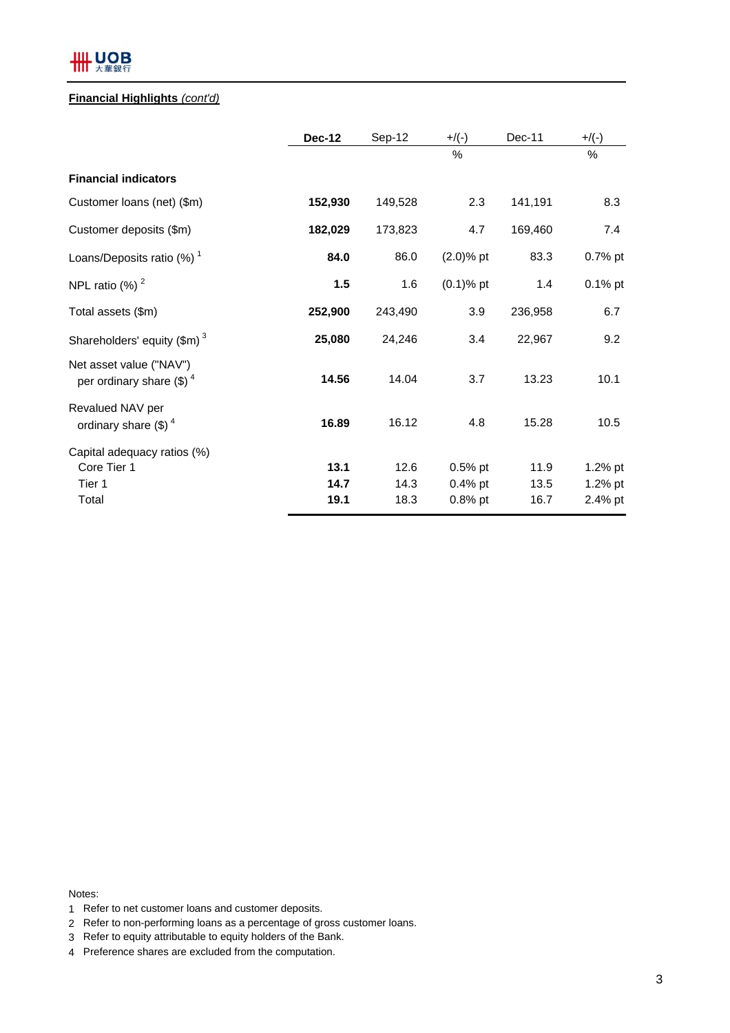**Financial Highlights** *(cont'd)*

| | **Dec-12** | Sep-12 | +/(-) | Dec-11 | +/(-) |
|---|---|---|---|---|---|
| | | | % | | % |
| **Financial indicators** | | | | | |
| Customer loans (net) ($m) | **152,930** | 149,528 | 2.3 | 141,191 | 8.3 |
| Customer deposits ($m) | **182,029** | 173,823 | 4.7 | 169,460 | 7.4 |
| Loans/Deposits ratio (%) [1] | **84.0** | 86.0 | (2.0)% pt | 83.3 | 0.7% pt |
| NPL ratio (%) [2] | **1.5** | 1.6 | (0.1)% pt | 1.4 | 0.1% pt |
| Total assets ($m) | **252,900** | 243,490 | 3.9 | 236,958 | 6.7 |
| Shareholders' equity ($m) [3] | **25,080** | 24,246 | 3.4 | 22,967 | 9.2 |
| Net asset value ("NAV") per ordinary share ($) [4] | **14.56** | 14.04 | 3.7 | 13.23 | 10.1 |
| Revalued NAV per ordinary share ($) [4] | **16.89** | 16.12 | 4.8 | 15.28 | 10.5 |
| Capital adequacy ratios (%) | | | | | |
| Core Tier 1 | **13.1** | 12.6 | 0.5% pt | 11.9 | 1.2% pt |
| Tier 1 | **14.7** | 14.3 | 0.4% pt | 13.5 | 1.2% pt |
| Total | **19.1** | 18.3 | 0.8% pt | 16.7 | 2.4% pt |

Notes:

1. Refer to net customer loans and customer deposits.
2. Refer to non-performing loans as a percentage of gross customer loans.
3. Refer to equity attributable to equity holders of the Bank.
4. Preference shares are excluded from the computation.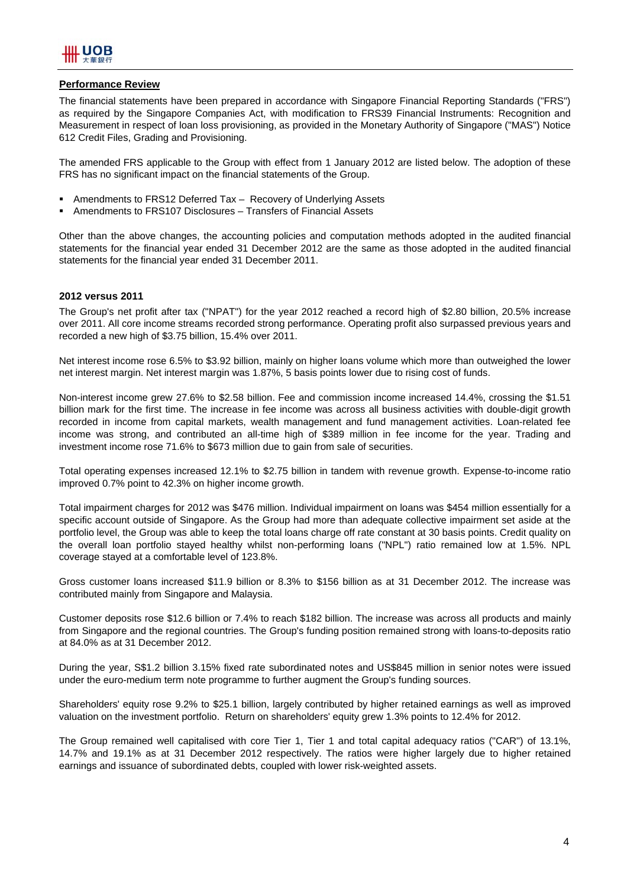## Performance Review

The financial statements have been prepared in accordance with Singapore Financial Reporting Standards ("FRS") as required by the Singapore Companies Act, with modification to FRS39 Financial Instruments: Recognition and Measurement in respect of loan loss provisioning, as provided in the Monetary Authority of Singapore ("MAS") Notice 612 Credit Files, Grading and Provisioning.

The amended FRS applicable to the Group with effect from 1 January 2012 are listed below. The adoption of these FRS has no significant impact on the financial statements of the Group.

- Amendments to FRS12 Deferred Tax – Recovery of Underlying Assets
- Amendments to FRS107 Disclosures – Transfers of Financial Assets

Other than the above changes, the accounting policies and computation methods adopted in the audited financial statements for the financial year ended 31 December 2012 are the same as those adopted in the audited financial statements for the financial year ended 31 December 2011.

### 2012 versus 2011

The Group's net profit after tax ("NPAT") for the year 2012 reached a record high of $2.80 billion, 20.5% increase over 2011. All core income streams recorded strong performance. Operating profit also surpassed previous years and recorded a new high of $3.75 billion, 15.4% over 2011.

Net interest income rose 6.5% to $3.92 billion, mainly on higher loans volume which more than outweighed the lower net interest margin. Net interest margin was 1.87%, 5 basis points lower due to rising cost of funds.

Non-interest income grew 27.6% to $2.58 billion. Fee and commission income increased 14.4%, crossing the $1.51 billion mark for the first time. The increase in fee income was across all business activities with double-digit growth recorded in income from capital markets, wealth management and fund management activities. Loan-related fee income was strong, and contributed an all-time high of $389 million in fee income for the year. Trading and investment income rose 71.6% to $673 million due to gain from sale of securities.

Total operating expenses increased 12.1% to $2.75 billion in tandem with revenue growth. Expense-to-income ratio improved 0.7% point to 42.3% on higher income growth.

Total impairment charges for 2012 was $476 million. Individual impairment on loans was $454 million essentially for a specific account outside of Singapore. As the Group had more than adequate collective impairment set aside at the portfolio level, the Group was able to keep the total loans charge off rate constant at 30 basis points. Credit quality on the overall loan portfolio stayed healthy whilst non-performing loans ("NPL") ratio remained low at 1.5%. NPL coverage stayed at a comfortable level of 123.8%.

Gross customer loans increased $11.9 billion or 8.3% to $156 billion as at 31 December 2012. The increase was contributed mainly from Singapore and Malaysia.

Customer deposits rose $12.6 billion or 7.4% to reach $182 billion. The increase was across all products and mainly from Singapore and the regional countries. The Group's funding position remained strong with loans-to-deposits ratio at 84.0% as at 31 December 2012.

During the year, S$1.2 billion 3.15% fixed rate subordinated notes and US$845 million in senior notes were issued under the euro-medium term note programme to further augment the Group's funding sources.

Shareholders' equity rose 9.2% to $25.1 billion, largely contributed by higher retained earnings as well as improved valuation on the investment portfolio. Return on shareholders' equity grew 1.3% points to 12.4% for 2012.

The Group remained well capitalised with core Tier 1, Tier 1 and total capital adequacy ratios ("CAR") of 13.1%, 14.7% and 19.1% as at 31 December 2012 respectively. The ratios were higher largely due to higher retained earnings and issuance of subordinated debts, coupled with lower risk-weighted assets.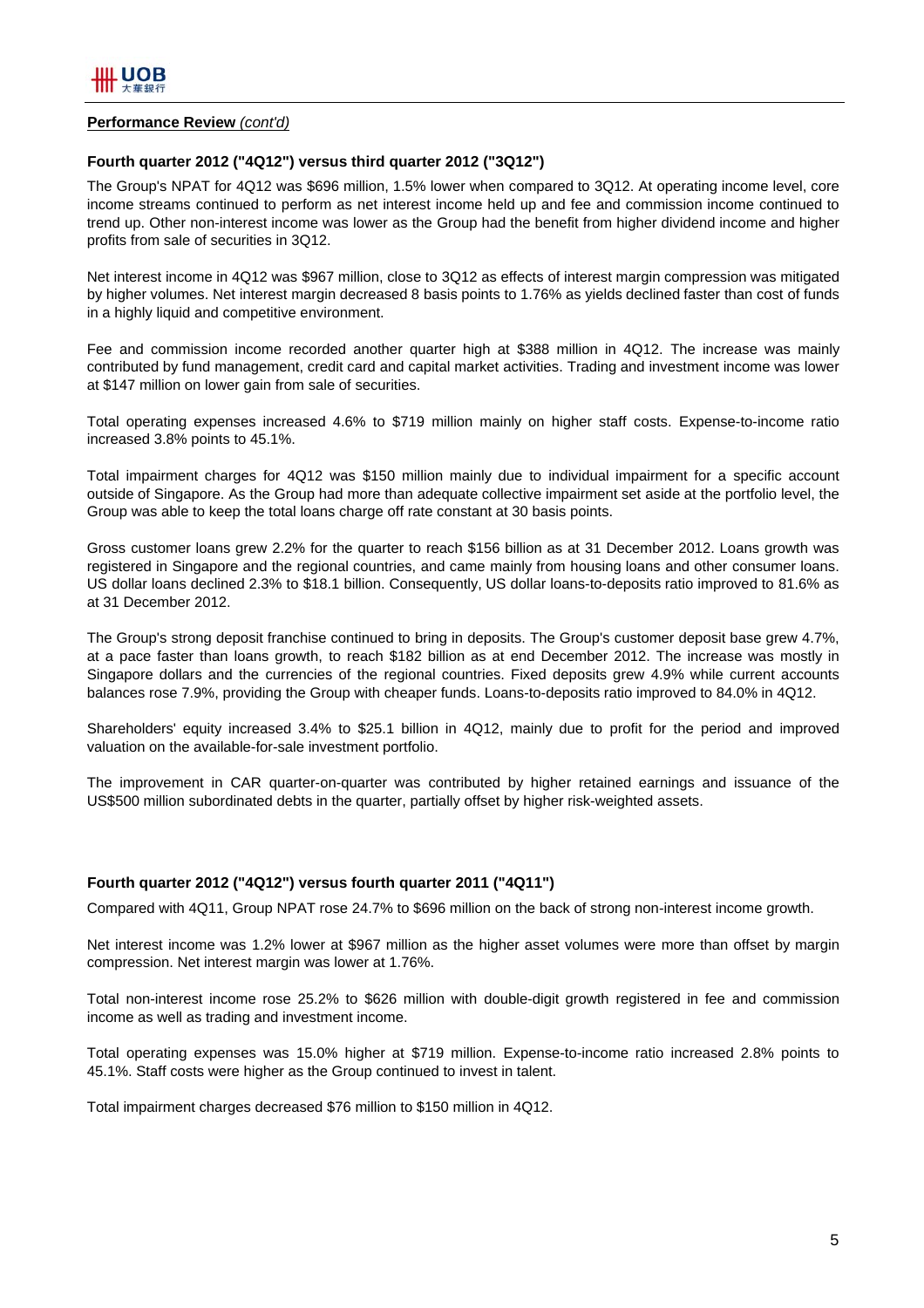**Performance Review** *(cont'd)*

**Fourth quarter 2012 ("4Q12") versus third quarter 2012 ("3Q12")**

The Group's NPAT for 4Q12 was $696 million, 1.5% lower when compared to 3Q12. At operating income level, core income streams continued to perform as net interest income held up and fee and commission income continued to trend up. Other non-interest income was lower as the Group had the benefit from higher dividend income and higher profits from sale of securities in 3Q12.

Net interest income in 4Q12 was $967 million, close to 3Q12 as effects of interest margin compression was mitigated by higher volumes. Net interest margin decreased 8 basis points to 1.76% as yields declined faster than cost of funds in a highly liquid and competitive environment.

Fee and commission income recorded another quarter high at $388 million in 4Q12. The increase was mainly contributed by fund management, credit card and capital market activities. Trading and investment income was lower at $147 million on lower gain from sale of securities.

Total operating expenses increased 4.6% to $719 million mainly on higher staff costs. Expense-to-income ratio increased 3.8% points to 45.1%.

Total impairment charges for 4Q12 was $150 million mainly due to individual impairment for a specific account outside of Singapore. As the Group had more than adequate collective impairment set aside at the portfolio level, the Group was able to keep the total loans charge off rate constant at 30 basis points.

Gross customer loans grew 2.2% for the quarter to reach $156 billion as at 31 December 2012. Loans growth was registered in Singapore and the regional countries, and came mainly from housing loans and other consumer loans. US dollar loans declined 2.3% to $18.1 billion. Consequently, US dollar loans-to-deposits ratio improved to 81.6% as at 31 December 2012.

The Group's strong deposit franchise continued to bring in deposits. The Group's customer deposit base grew 4.7%, at a pace faster than loans growth, to reach $182 billion as at end December 2012. The increase was mostly in Singapore dollars and the currencies of the regional countries. Fixed deposits grew 4.9% while current accounts balances rose 7.9%, providing the Group with cheaper funds. Loans-to-deposits ratio improved to 84.0% in 4Q12.

Shareholders' equity increased 3.4% to $25.1 billion in 4Q12, mainly due to profit for the period and improved valuation on the available-for-sale investment portfolio.

The improvement in CAR quarter-on-quarter was contributed by higher retained earnings and issuance of the US$500 million subordinated debts in the quarter, partially offset by higher risk-weighted assets.

**Fourth quarter 2012 ("4Q12") versus fourth quarter 2011 ("4Q11")**

Compared with 4Q11, Group NPAT rose 24.7% to $696 million on the back of strong non-interest income growth.

Net interest income was 1.2% lower at $967 million as the higher asset volumes were more than offset by margin compression. Net interest margin was lower at 1.76%.

Total non-interest income rose 25.2% to $626 million with double-digit growth registered in fee and commission income as well as trading and investment income.

Total operating expenses was 15.0% higher at $719 million. Expense-to-income ratio increased 2.8% points to 45.1%. Staff costs were higher as the Group continued to invest in talent.

Total impairment charges decreased $76 million to $150 million in 4Q12.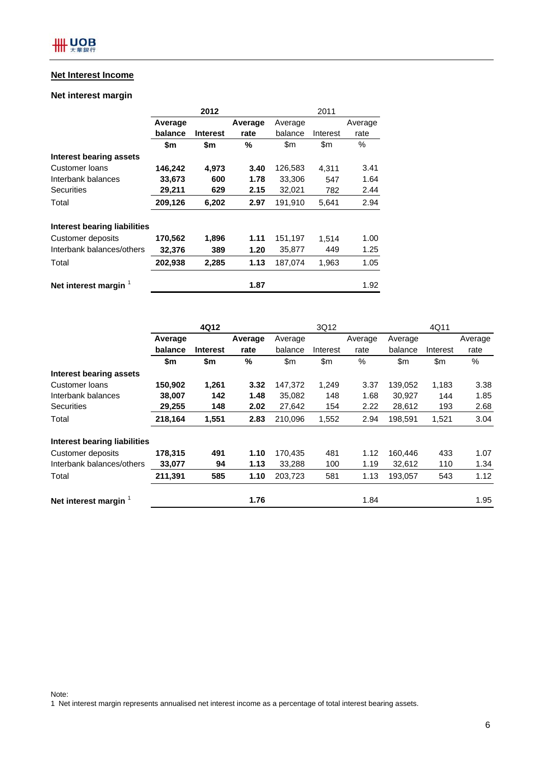## Net Interest Income

### Net interest margin

| | 2012 | | | 2011 | | |
|---|---|---|---|---|---|---|
| | **Average balance** | **Interest** | **Average rate** | Average balance | Interest | Average rate |
| | **$m** | **$m** | **%** | $m | $m | % |
| **Interest bearing assets** | | | | | | |
| Customer loans | **146,242** | **4,973** | **3.40** | 126,583 | 4,311 | 3.41 |
| Interbank balances | **33,673** | **600** | **1.78** | 33,306 | 547 | 1.64 |
| Securities | **29,211** | **629** | **2.15** | 32,021 | 782 | 2.44 |
| Total | **209,126** | **6,202** | **2.97** | 191,910 | 5,641 | 2.94 |
| **Interest bearing liabilities** | | | | | | |
| Customer deposits | **170,562** | **1,896** | **1.11** | 151,197 | 1,514 | 1.00 |
| Interbank balances/others | **32,376** | **389** | **1.20** | 35,877 | 449 | 1.25 |
| Total | **202,938** | **2,285** | **1.13** | 187,074 | 1,963 | 1.05 |
| **Net interest margin** [1] | | | **1.87** | | | 1.92 |

| | 4Q12 | | | 3Q12 | | | 4Q11 | | |
|---|---|---|---|---|---|---|---|---|---|
| | **Average balance** | **Interest** | **Average rate** | Average balance | Interest | Average rate | Average balance | Interest | Average rate |
| | **$m** | **$m** | **%** | $m | $m | % | $m | $m | % |
| **Interest bearing assets** | | | | | | | | | |
| Customer loans | **150,902** | **1,261** | **3.32** | 147,372 | 1,249 | 3.37 | 139,052 | 1,183 | 3.38 |
| Interbank balances | **38,007** | **142** | **1.48** | 35,082 | 148 | 1.68 | 30,927 | 144 | 1.85 |
| Securities | **29,255** | **148** | **2.02** | 27,642 | 154 | 2.22 | 28,612 | 193 | 2.68 |
| Total | **218,164** | **1,551** | **2.83** | 210,096 | 1,552 | 2.94 | 198,591 | 1,521 | 3.04 |
| **Interest bearing liabilities** | | | | | | | | | |
| Customer deposits | **178,315** | **491** | **1.10** | 170,435 | 481 | 1.12 | 160,446 | 433 | 1.07 |
| Interbank balances/others | **33,077** | **94** | **1.13** | 33,288 | 100 | 1.19 | 32,612 | 110 | 1.34 |
| Total | **211,391** | **585** | **1.10** | 203,723 | 581 | 1.13 | 193,057 | 543 | 1.12 |
| **Net interest margin** [1] | | | **1.76** | | | 1.84 | | | 1.95 |

Note:
1 Net interest margin represents annualised net interest income as a percentage of total interest bearing assets.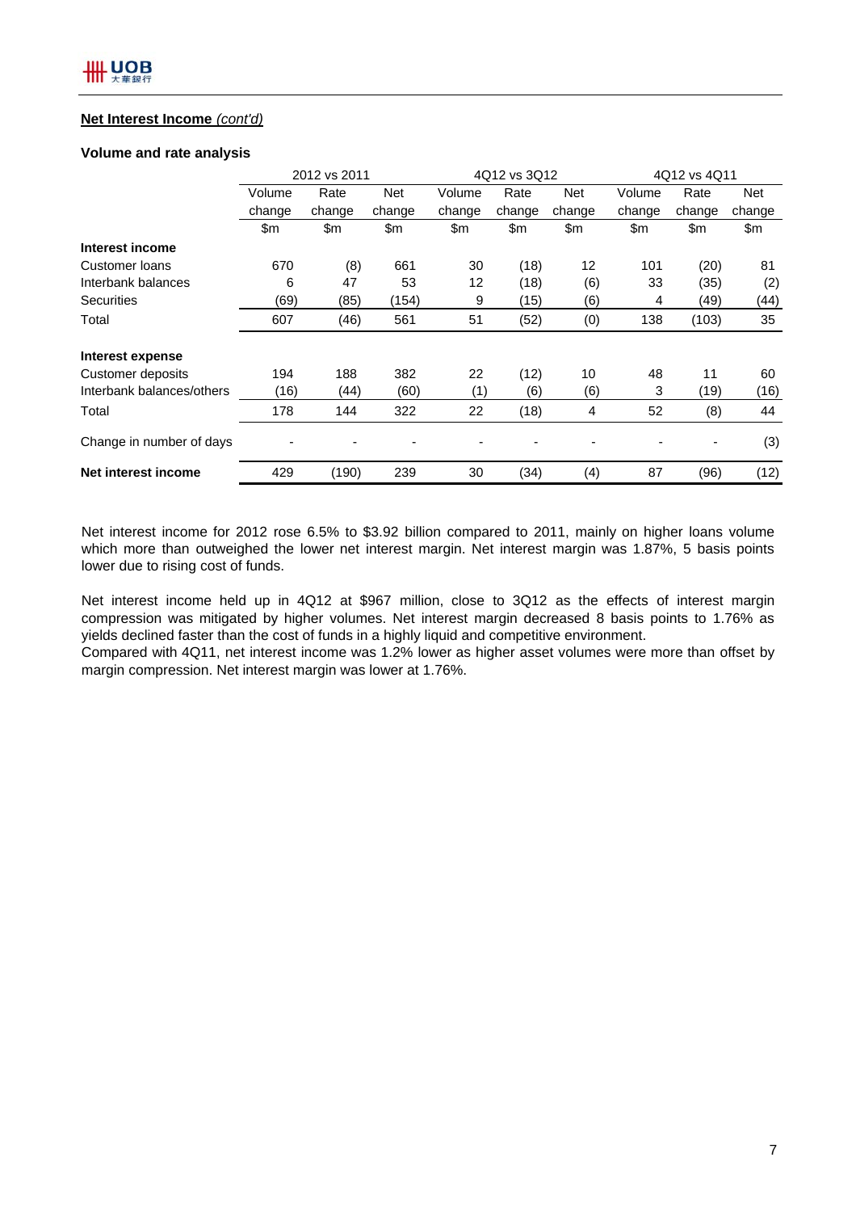**Net Interest Income** *(cont'd)*

**Volume and rate analysis**

| | 2012 vs 2011 | | | 4Q12 vs 3Q12 | | | 4Q12 vs 4Q11 | | |
|---|---|---|---|---|---|---|---|---|---|
| | Volume change | Rate change | Net change | Volume change | Rate change | Net change | Volume change | Rate change | Net change |
| | $m | $m | $m | $m | $m | $m | $m | $m | $m |
| **Interest income** | | | | | | | | | |
| Customer loans | 670 | (8) | 661 | 30 | (18) | 12 | 101 | (20) | 81 |
| Interbank balances | 6 | 47 | 53 | 12 | (18) | (6) | 33 | (35) | (2) |
| Securities | (69) | (85) | (154) | 9 | (15) | (6) | 4 | (49) | (44) |
| Total | 607 | (46) | 561 | 51 | (52) | (0) | 138 | (103) | 35 |
| **Interest expense** | | | | | | | | | |
| Customer deposits | 194 | 188 | 382 | 22 | (12) | 10 | 48 | 11 | 60 |
| Interbank balances/others | (16) | (44) | (60) | (1) | (6) | (6) | 3 | (19) | (16) |
| Total | 178 | 144 | 322 | 22 | (18) | 4 | 52 | (8) | 44 |
| Change in number of days | - | - | - | - | - | - | - | - | (3) |
| **Net interest income** | 429 | (190) | 239 | 30 | (34) | (4) | 87 | (96) | (12) |

Net interest income for 2012 rose 6.5% to $3.92 billion compared to 2011, mainly on higher loans volume which more than outweighed the lower net interest margin. Net interest margin was 1.87%, 5 basis points lower due to rising cost of funds.

Net interest income held up in 4Q12 at $967 million, close to 3Q12 as the effects of interest margin compression was mitigated by higher volumes. Net interest margin decreased 8 basis points to 1.76% as yields declined faster than the cost of funds in a highly liquid and competitive environment.
Compared with 4Q11, net interest income was 1.2% lower as higher asset volumes were more than offset by margin compression. Net interest margin was lower at 1.76%.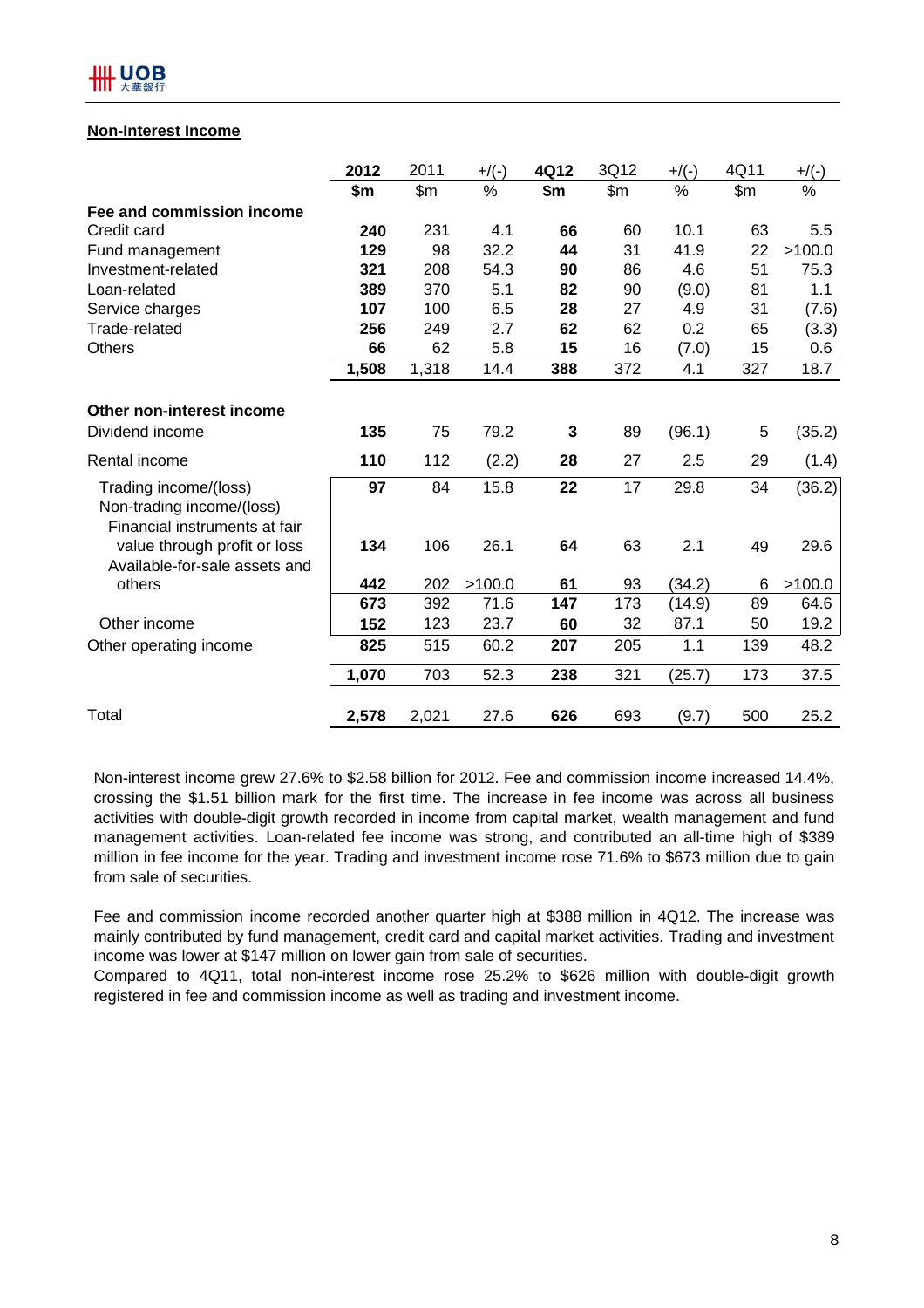## Non-Interest Income

| | 2012 | 2011 | +/(-) | 4Q12 | 3Q12 | +/(-) | 4Q11 | +/(-) |
|---|---|---|---|---|---|---|---|---|
| | **$m** | $m | % | **$m** | $m | % | $m | % |
| **Fee and commission income** | | | | | | | | |
| Credit card | **240** | 231 | 4.1 | **66** | 60 | 10.1 | 63 | 5.5 |
| Fund management | **129** | 98 | 32.2 | **44** | 31 | 41.9 | 22 | >100.0 |
| Investment-related | **321** | 208 | 54.3 | **90** | 86 | 4.6 | 51 | 75.3 |
| Loan-related | **389** | 370 | 5.1 | **82** | 90 | (9.0) | 81 | 1.1 |
| Service charges | **107** | 100 | 6.5 | **28** | 27 | 4.9 | 31 | (7.6) |
| Trade-related | **256** | 249 | 2.7 | **62** | 62 | 0.2 | 65 | (3.3) |
| Others | **66** | 62 | 5.8 | **15** | 16 | (7.0) | 15 | 0.6 |
| | **1,508** | 1,318 | 14.4 | **388** | 372 | 4.1 | 327 | 18.7 |
| **Other non-interest income** | | | | | | | | |
| Dividend income | **135** | 75 | 79.2 | **3** | 89 | (96.1) | 5 | (35.2) |
| Rental income | **110** | 112 | (2.2) | **28** | 27 | 2.5 | 29 | (1.4) |
| Trading income/(loss) | **97** | 84 | 15.8 | **22** | 17 | 29.8 | 34 | (36.2) |
| Non-trading income/(loss) | | | | | | | | |
| Financial instruments at fair value through profit or loss | **134** | 106 | 26.1 | **64** | 63 | 2.1 | 49 | 29.6 |
| Available-for-sale assets and others | **442** | 202 | >100.0 | **61** | 93 | (34.2) | 6 | >100.0 |
| | **673** | 392 | 71.6 | **147** | 173 | (14.9) | 89 | 64.6 |
| Other income | **152** | 123 | 23.7 | **60** | 32 | 87.1 | 50 | 19.2 |
| Other operating income | **825** | 515 | 60.2 | **207** | 205 | 1.1 | 139 | 48.2 |
| | **1,070** | 703 | 52.3 | **238** | 321 | (25.7) | 173 | 37.5 |
| Total | **2,578** | 2,021 | 27.6 | **626** | 693 | (9.7) | 500 | 25.2 |

Non-interest income grew 27.6% to $2.58 billion for 2012. Fee and commission income increased 14.4%, crossing the $1.51 billion mark for the first time. The increase in fee income was across all business activities with double-digit growth recorded in income from capital market, wealth management and fund management activities. Loan-related fee income was strong, and contributed an all-time high of $389 million in fee income for the year. Trading and investment income rose 71.6% to $673 million due to gain from sale of securities.

Fee and commission income recorded another quarter high at $388 million in 4Q12. The increase was mainly contributed by fund management, credit card and capital market activities. Trading and investment income was lower at $147 million on lower gain from sale of securities.
Compared to 4Q11, total non-interest income rose 25.2% to $626 million with double-digit growth registered in fee and commission income as well as trading and investment income.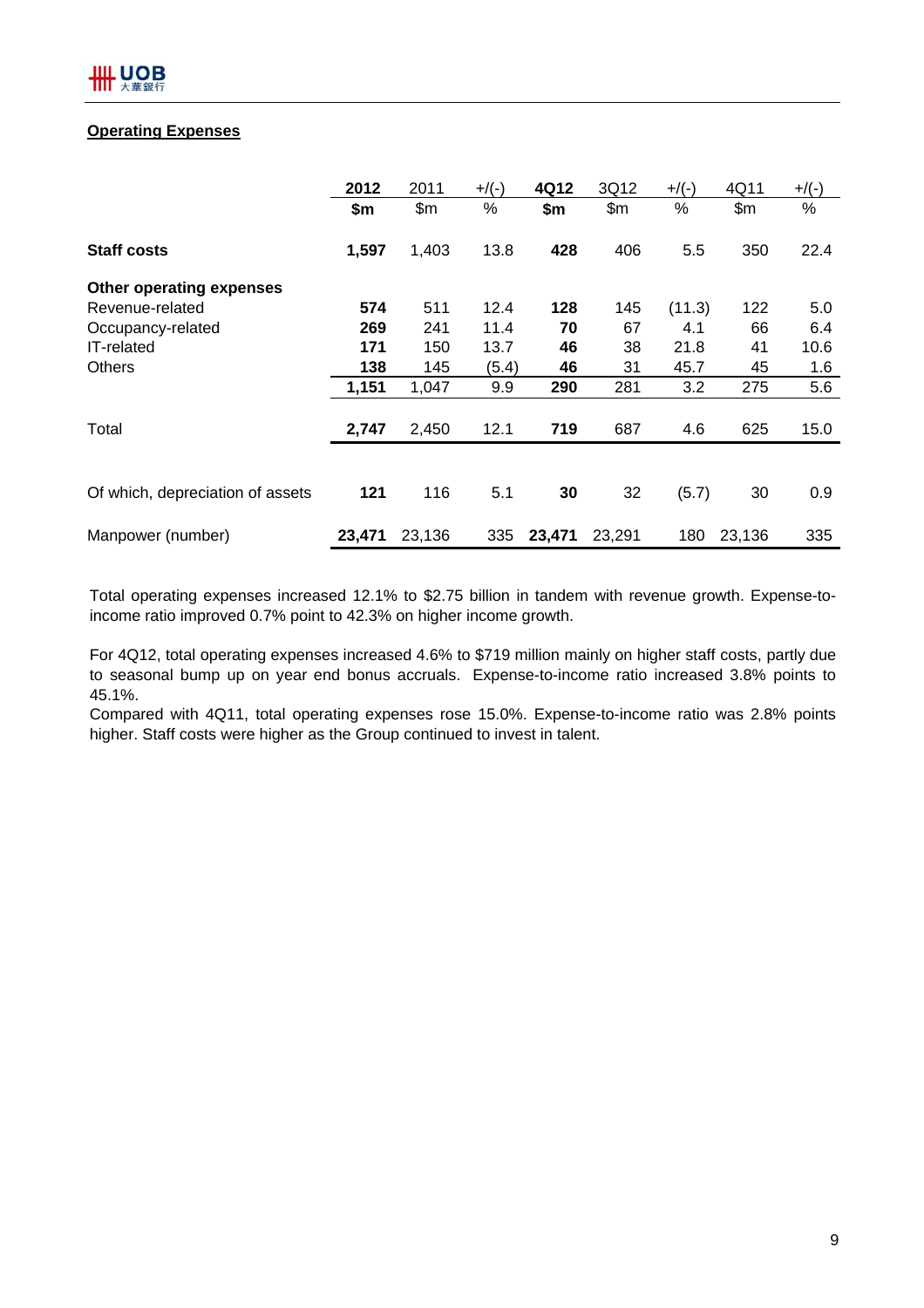## Operating Expenses

| | 2012 | 2011 | +/(-) | 4Q12 | 3Q12 | +/(-) | 4Q11 | +/(-) |
|---|---|---|---|---|---|---|---|---|
| | **$m** | $m | % | **$m** | $m | % | $m | % |
| **Staff costs** | **1,597** | 1,403 | 13.8 | **428** | 406 | 5.5 | 350 | 22.4 |
| **Other operating expenses** | | | | | | | | |
| Revenue-related | **574** | 511 | 12.4 | **128** | 145 | (11.3) | 122 | 5.0 |
| Occupancy-related | **269** | 241 | 11.4 | **70** | 67 | 4.1 | 66 | 6.4 |
| IT-related | **171** | 150 | 13.7 | **46** | 38 | 21.8 | 41 | 10.6 |
| Others | **138** | 145 | (5.4) | **46** | 31 | 45.7 | 45 | 1.6 |
| | **1,151** | 1,047 | 9.9 | **290** | 281 | 3.2 | 275 | 5.6 |
| Total | **2,747** | 2,450 | 12.1 | **719** | 687 | 4.6 | 625 | 15.0 |
| Of which, depreciation of assets | **121** | 116 | 5.1 | **30** | 32 | (5.7) | 30 | 0.9 |
| Manpower (number) | **23,471** | 23,136 | 335 | **23,471** | 23,291 | 180 | 23,136 | 335 |

Total operating expenses increased 12.1% to $2.75 billion in tandem with revenue growth. Expense-to-income ratio improved 0.7% point to 42.3% on higher income growth.

For 4Q12, total operating expenses increased 4.6% to $719 million mainly on higher staff costs, partly due to seasonal bump up on year end bonus accruals. Expense-to-income ratio increased 3.8% points to 45.1%.
Compared with 4Q11, total operating expenses rose 15.0%. Expense-to-income ratio was 2.8% points higher. Staff costs were higher as the Group continued to invest in talent.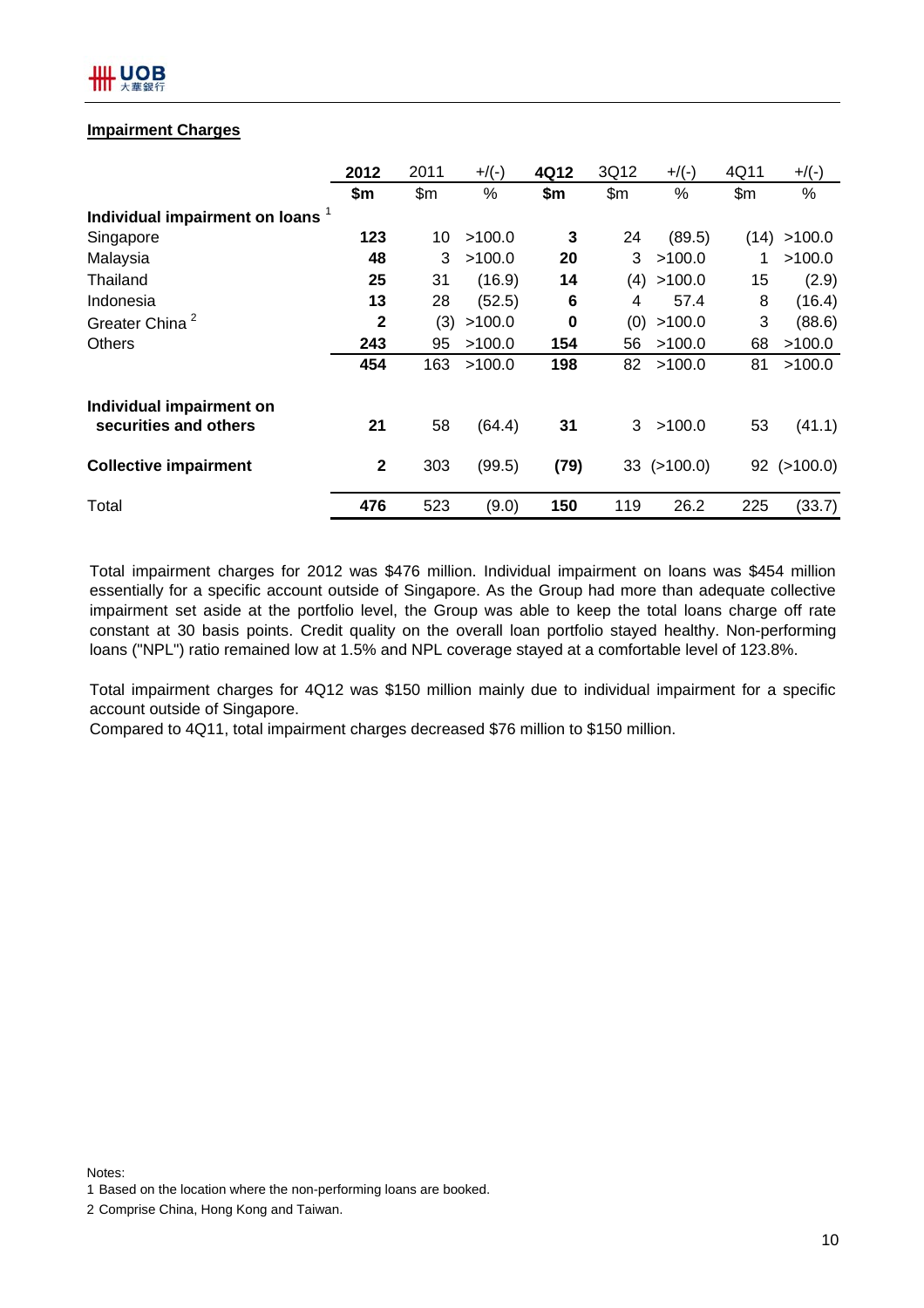## Impairment Charges

| | 2012 | 2011 | +/(-) | 4Q12 | 3Q12 | +/(-) | 4Q11 | +/(-) |
|---|---|---|---|---|---|---|---|---|
| | **$m** | $m | % | **$m** | $m | % | $m | % |
| **Individual impairment on loans** [1] | | | | | | | | |
| Singapore | **123** | 10 | >100.0 | **3** | 24 | (89.5) | (14) | >100.0 |
| Malaysia | **48** | 3 | >100.0 | **20** | 3 | >100.0 | 1 | >100.0 |
| Thailand | **25** | 31 | (16.9) | **14** | (4) | >100.0 | 15 | (2.9) |
| Indonesia | **13** | 28 | (52.5) | **6** | 4 | 57.4 | 8 | (16.4) |
| Greater China [2] | **2** | (3) | >100.0 | **0** | (0) | >100.0 | 3 | (88.6) |
| Others | **243** | 95 | >100.0 | **154** | 56 | >100.0 | 68 | >100.0 |
| | **454** | 163 | >100.0 | **198** | 82 | >100.0 | 81 | >100.0 |
| **Individual impairment on securities and others** | **21** | 58 | (64.4) | **31** | 3 | >100.0 | 53 | (41.1) |
| **Collective impairment** | **2** | 303 | (99.5) | **(79)** | 33 | (>100.0) | 92 | (>100.0) |
| Total | **476** | 523 | (9.0) | **150** | 119 | 26.2 | 225 | (33.7) |

Total impairment charges for 2012 was $476 million. Individual impairment on loans was $454 million essentially for a specific account outside of Singapore. As the Group had more than adequate collective impairment set aside at the portfolio level, the Group was able to keep the total loans charge off rate constant at 30 basis points. Credit quality on the overall loan portfolio stayed healthy. Non-performing loans ("NPL") ratio remained low at 1.5% and NPL coverage stayed at a comfortable level of 123.8%.

Total impairment charges for 4Q12 was $150 million mainly due to individual impairment for a specific account outside of Singapore.
Compared to 4Q11, total impairment charges decreased $76 million to $150 million.

Notes:
1 Based on the location where the non-performing loans are booked.
2 Comprise China, Hong Kong and Taiwan.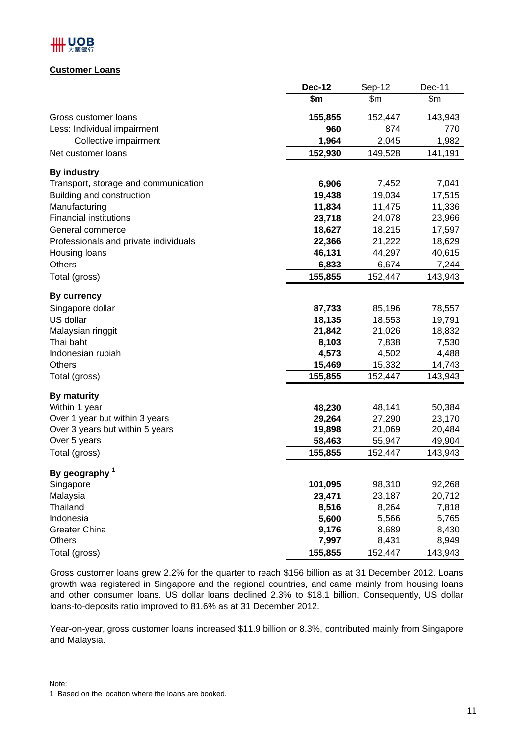## Customer Loans

| | Dec-12 | Sep-12 | Dec-11 |
|---|---|---|---|
| | $m | $m | $m |
| Gross customer loans | **155,855** | 152,447 | 143,943 |
| Less: Individual impairment | **960** | 874 | 770 |
| Collective impairment | **1,964** | 2,045 | 1,982 |
| Net customer loans | **152,930** | 149,528 | 141,191 |
| **By industry** | | | |
| Transport, storage and communication | **6,906** | 7,452 | 7,041 |
| Building and construction | **19,438** | 19,034 | 17,515 |
| Manufacturing | **11,834** | 11,475 | 11,336 |
| Financial institutions | **23,718** | 24,078 | 23,966 |
| General commerce | **18,627** | 18,215 | 17,597 |
| Professionals and private individuals | **22,366** | 21,222 | 18,629 |
| Housing loans | **46,131** | 44,297 | 40,615 |
| Others | **6,833** | 6,674 | 7,244 |
| Total (gross) | **155,855** | 152,447 | 143,943 |
| **By currency** | | | |
| Singapore dollar | **87,733** | 85,196 | 78,557 |
| US dollar | **18,135** | 18,553 | 19,791 |
| Malaysian ringgit | **21,842** | 21,026 | 18,832 |
| Thai baht | **8,103** | 7,838 | 7,530 |
| Indonesian rupiah | **4,573** | 4,502 | 4,488 |
| Others | **15,469** | 15,332 | 14,743 |
| Total (gross) | **155,855** | 152,447 | 143,943 |
| **By maturity** | | | |
| Within 1 year | **48,230** | 48,141 | 50,384 |
| Over 1 year but within 3 years | **29,264** | 27,290 | 23,170 |
| Over 3 years but within 5 years | **19,898** | 21,069 | 20,484 |
| Over 5 years | **58,463** | 55,947 | 49,904 |
| Total (gross) | **155,855** | 152,447 | 143,943 |
| **By geography** [1] | | | |
| Singapore | **101,095** | 98,310 | 92,268 |
| Malaysia | **23,471** | 23,187 | 20,712 |
| Thailand | **8,516** | 8,264 | 7,818 |
| Indonesia | **5,600** | 5,566 | 5,765 |
| Greater China | **9,176** | 8,689 | 8,430 |
| Others | **7,997** | 8,431 | 8,949 |
| Total (gross) | **155,855** | 152,447 | 143,943 |

Gross customer loans grew 2.2% for the quarter to reach $156 billion as at 31 December 2012. Loans growth was registered in Singapore and the regional countries, and came mainly from housing loans and other consumer loans. US dollar loans declined 2.3% to $18.1 billion. Consequently, US dollar loans-to-deposits ratio improved to 81.6% as at 31 December 2012.

Year-on-year, gross customer loans increased $11.9 billion or 8.3%, contributed mainly from Singapore and Malaysia.

Note:
1 Based on the location where the loans are booked.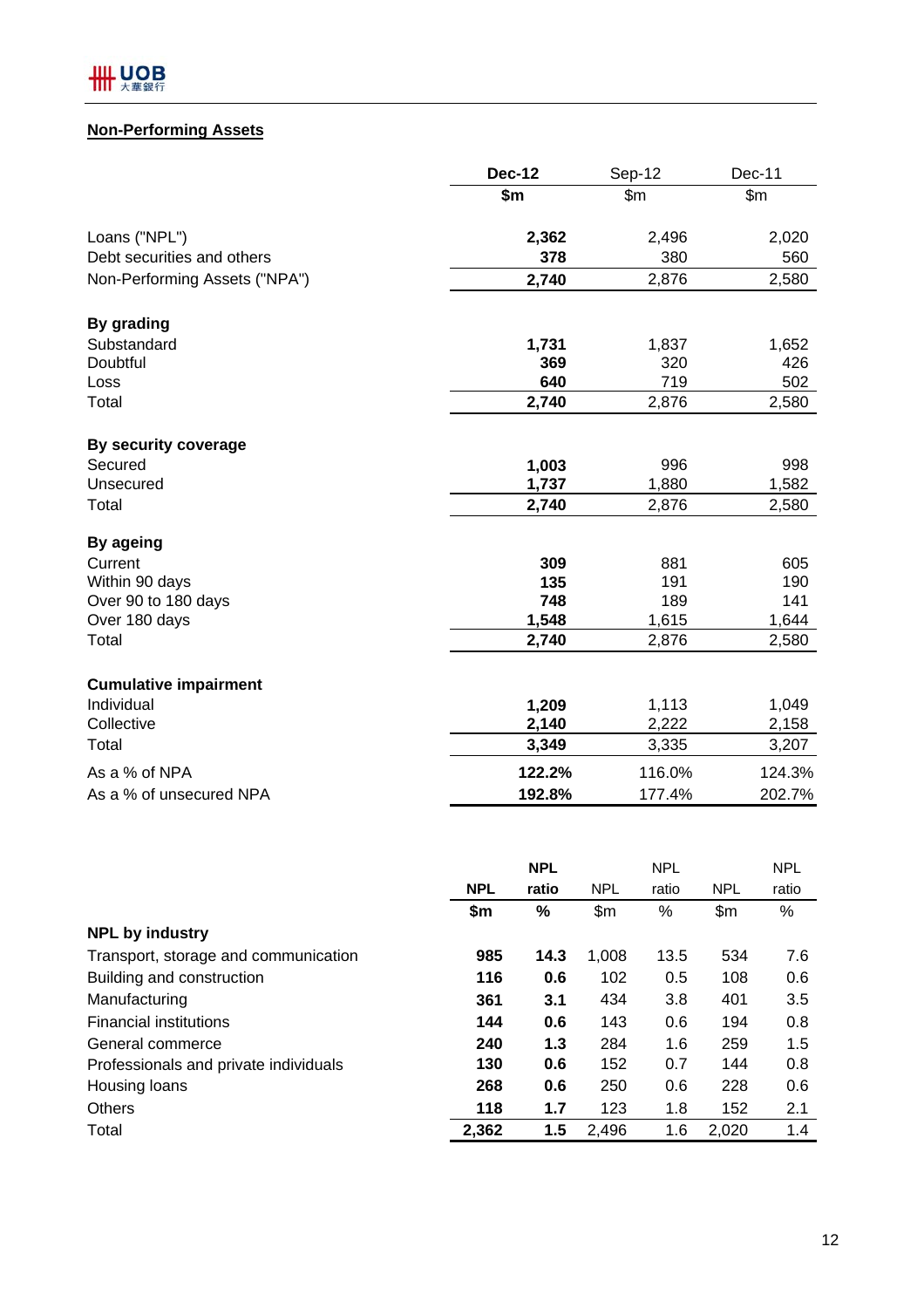## Non-Performing Assets

| | Dec-12 | Sep-12 | Dec-11 |
|---|---|---|---|
| | $m | $m | $m |
| Loans ("NPL") | **2,362** | 2,496 | 2,020 |
| Debt securities and others | **378** | 380 | 560 |
| Non-Performing Assets ("NPA") | **2,740** | 2,876 | 2,580 |
| **By grading** | | | |
| Substandard | **1,731** | 1,837 | 1,652 |
| Doubtful | **369** | 320 | 426 |
| Loss | **640** | 719 | 502 |
| Total | **2,740** | 2,876 | 2,580 |
| **By security coverage** | | | |
| Secured | **1,003** | 996 | 998 |
| Unsecured | **1,737** | 1,880 | 1,582 |
| Total | **2,740** | 2,876 | 2,580 |
| **By ageing** | | | |
| Current | **309** | 881 | 605 |
| Within 90 days | **135** | 191 | 190 |
| Over 90 to 180 days | **748** | 189 | 141 |
| Over 180 days | **1,548** | 1,615 | 1,644 |
| Total | **2,740** | 2,876 | 2,580 |
| **Cumulative impairment** | | | |
| Individual | **1,209** | 1,113 | 1,049 |
| Collective | **2,140** | 2,222 | 2,158 |
| Total | **3,349** | 3,335 | 3,207 |
| As a % of NPA | **122.2%** | 116.0% | 124.3% |
| As a % of unsecured NPA | **192.8%** | 177.4% | 202.7% |

| | **NPL** | **NPL ratio** | NPL | NPL ratio | NPL | NPL ratio |
|---|---|---|---|---|---|---|
| | **$m** | **%** | $m | % | $m | % |
| **NPL by industry** | | | | | | |
| Transport, storage and communication | **985** | **14.3** | 1,008 | 13.5 | 534 | 7.6 |
| Building and construction | **116** | **0.6** | 102 | 0.5 | 108 | 0.6 |
| Manufacturing | **361** | **3.1** | 434 | 3.8 | 401 | 3.5 |
| Financial institutions | **144** | **0.6** | 143 | 0.6 | 194 | 0.8 |
| General commerce | **240** | **1.3** | 284 | 1.6 | 259 | 1.5 |
| Professionals and private individuals | **130** | **0.6** | 152 | 0.7 | 144 | 0.8 |
| Housing loans | **268** | **0.6** | 250 | 0.6 | 228 | 0.6 |
| Others | **118** | **1.7** | 123 | 1.8 | 152 | 2.1 |
| Total | **2,362** | **1.5** | 2,496 | 1.6 | 2,020 | 1.4 |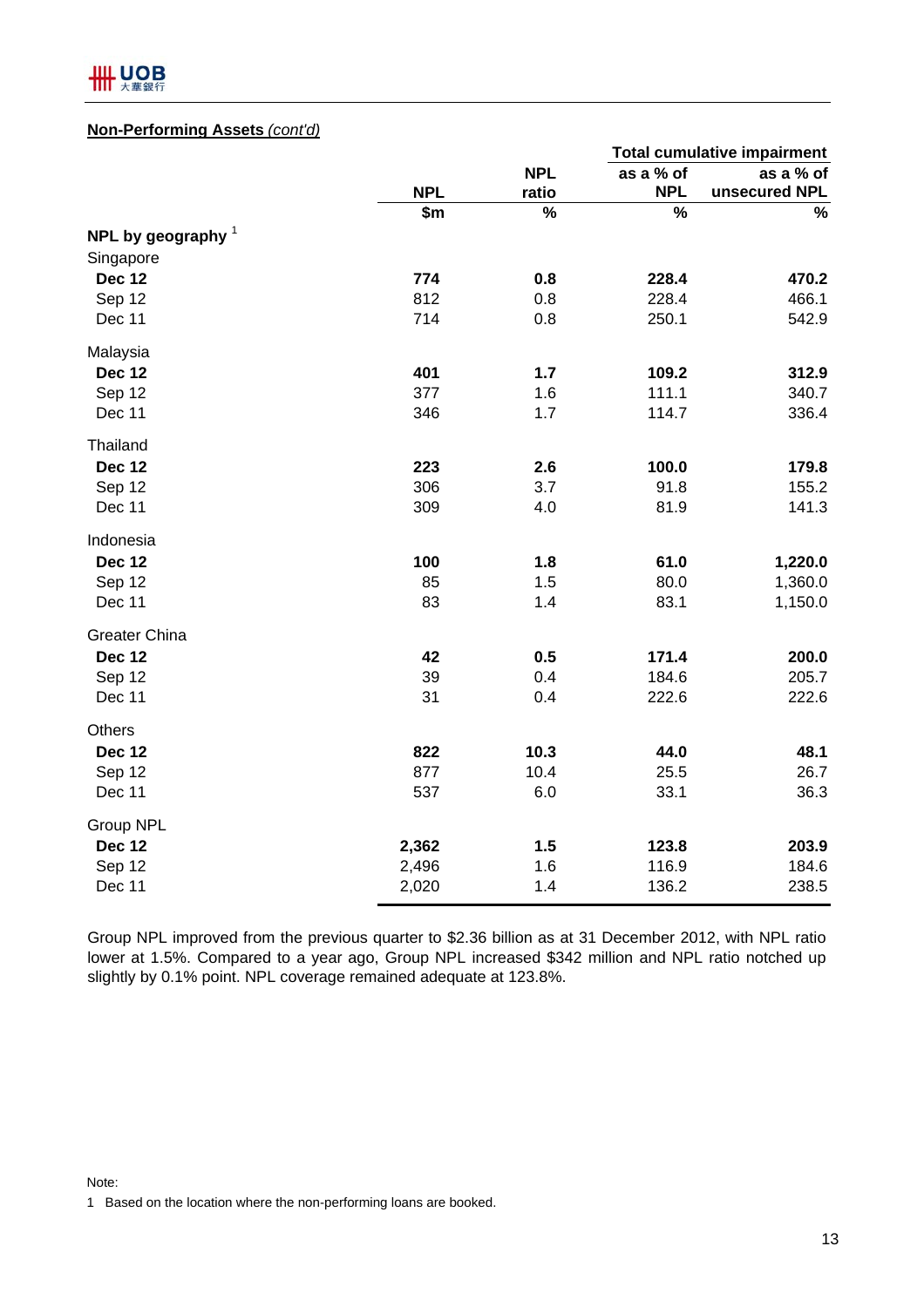**Non-Performing Assets** *(cont'd)*

| | NPL | NPL ratio | Total cumulative impairment | |
|---|---|---|---|---|
| | | | as a % of NPL | as a % of unsecured NPL |
| | $m | % | % | % |
| **NPL by geography** [1] | | | | |
| Singapore | | | | |
| **Dec 12** | **774** | **0.8** | **228.4** | **470.2** |
| Sep 12 | 812 | 0.8 | 228.4 | 466.1 |
| Dec 11 | 714 | 0.8 | 250.1 | 542.9 |
| Malaysia | | | | |
| **Dec 12** | **401** | **1.7** | **109.2** | **312.9** |
| Sep 12 | 377 | 1.6 | 111.1 | 340.7 |
| Dec 11 | 346 | 1.7 | 114.7 | 336.4 |
| Thailand | | | | |
| **Dec 12** | **223** | **2.6** | **100.0** | **179.8** |
| Sep 12 | 306 | 3.7 | 91.8 | 155.2 |
| Dec 11 | 309 | 4.0 | 81.9 | 141.3 |
| Indonesia | | | | |
| **Dec 12** | **100** | **1.8** | **61.0** | **1,220.0** |
| Sep 12 | 85 | 1.5 | 80.0 | 1,360.0 |
| Dec 11 | 83 | 1.4 | 83.1 | 1,150.0 |
| Greater China | | | | |
| **Dec 12** | **42** | **0.5** | **171.4** | **200.0** |
| Sep 12 | 39 | 0.4 | 184.6 | 205.7 |
| Dec 11 | 31 | 0.4 | 222.6 | 222.6 |
| Others | | | | |
| **Dec 12** | **822** | **10.3** | **44.0** | **48.1** |
| Sep 12 | 877 | 10.4 | 25.5 | 26.7 |
| Dec 11 | 537 | 6.0 | 33.1 | 36.3 |
| Group NPL | | | | |
| **Dec 12** | **2,362** | **1.5** | **123.8** | **203.9** |
| Sep 12 | 2,496 | 1.6 | 116.9 | 184.6 |
| Dec 11 | 2,020 | 1.4 | 136.2 | 238.5 |

Group NPL improved from the previous quarter to $2.36 billion as at 31 December 2012, with NPL ratio lower at 1.5%. Compared to a year ago, Group NPL increased $342 million and NPL ratio notched up slightly by 0.1% point. NPL coverage remained adequate at 123.8%.

Note:

1 Based on the location where the non-performing loans are booked.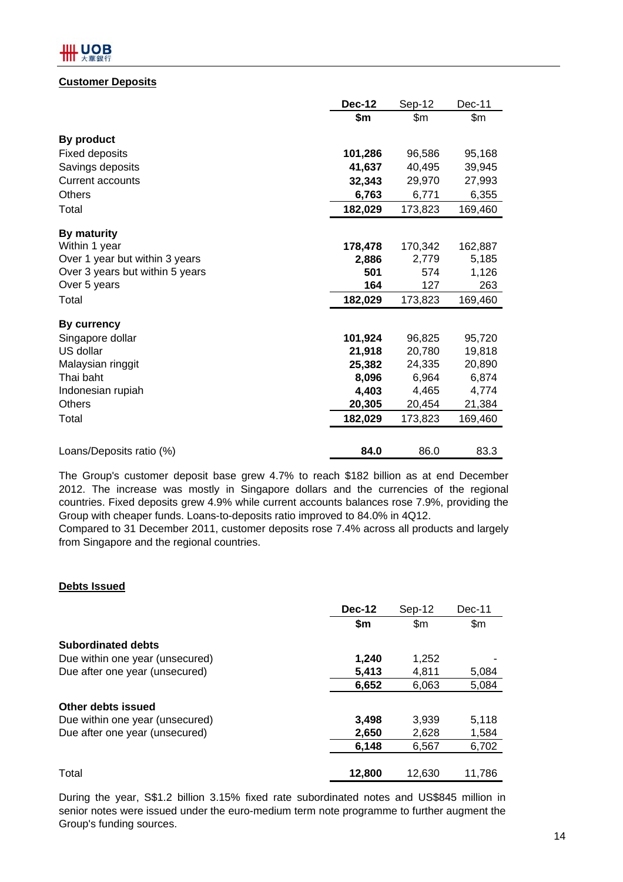## Customer Deposits

| | Dec-12 | Sep-12 | Dec-11 |
|---|---|---|---|
| | $m | $m | $m |
| **By product** | | | |
| Fixed deposits | 101,286 | 96,586 | 95,168 |
| Savings deposits | 41,637 | 40,495 | 39,945 |
| Current accounts | 32,343 | 29,970 | 27,993 |
| Others | 6,763 | 6,771 | 6,355 |
| Total | 182,029 | 173,823 | 169,460 |
| **By maturity** | | | |
| Within 1 year | 178,478 | 170,342 | 162,887 |
| Over 1 year but within 3 years | 2,886 | 2,779 | 5,185 |
| Over 3 years but within 5 years | 501 | 574 | 1,126 |
| Over 5 years | 164 | 127 | 263 |
| Total | 182,029 | 173,823 | 169,460 |
| **By currency** | | | |
| Singapore dollar | 101,924 | 96,825 | 95,720 |
| US dollar | 21,918 | 20,780 | 19,818 |
| Malaysian ringgit | 25,382 | 24,335 | 20,890 |
| Thai baht | 8,096 | 6,964 | 6,874 |
| Indonesian rupiah | 4,403 | 4,465 | 4,774 |
| Others | 20,305 | 20,454 | 21,384 |
| Total | 182,029 | 173,823 | 169,460 |
| Loans/Deposits ratio (%) | 84.0 | 86.0 | 83.3 |

The Group's customer deposit base grew 4.7% to reach $182 billion as at end December 2012. The increase was mostly in Singapore dollars and the currencies of the regional countries. Fixed deposits grew 4.9% while current accounts balances rose 7.9%, providing the Group with cheaper funds. Loans-to-deposits ratio improved to 84.0% in 4Q12.
Compared to 31 December 2011, customer deposits rose 7.4% across all products and largely from Singapore and the regional countries.

## Debts Issued

| | Dec-12 | Sep-12 | Dec-11 |
|---|---|---|---|
| | $m | $m | $m |
| **Subordinated debts** | | | |
| Due within one year (unsecured) | 1,240 | 1,252 | - |
| Due after one year (unsecured) | 5,413 | 4,811 | 5,084 |
| | 6,652 | 6,063 | 5,084 |
| **Other debts issued** | | | |
| Due within one year (unsecured) | 3,498 | 3,939 | 5,118 |
| Due after one year (unsecured) | 2,650 | 2,628 | 1,584 |
| | 6,148 | 6,567 | 6,702 |
| Total | 12,800 | 12,630 | 11,786 |

During the year, S$1.2 billion 3.15% fixed rate subordinated notes and US$845 million in senior notes were issued under the euro-medium term note programme to further augment the Group's funding sources.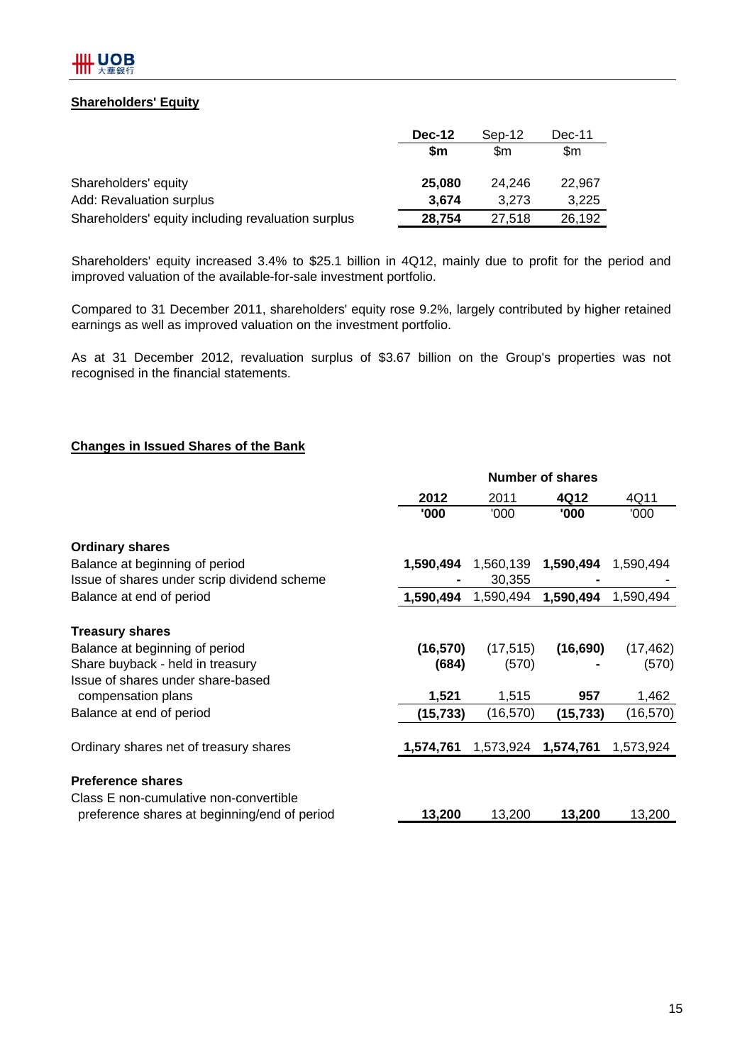## Shareholders' Equity

| | Dec-12 | Sep-12 | Dec-11 |
|---|---|---|---|
| | $m | $m | $m |
| Shareholders' equity | **25,080** | 24,246 | 22,967 |
| Add: Revaluation surplus | **3,674** | 3,273 | 3,225 |
| Shareholders' equity including revaluation surplus | **28,754** | 27,518 | 26,192 |

Shareholders' equity increased 3.4% to $25.1 billion in 4Q12, mainly due to profit for the period and improved valuation of the available-for-sale investment portfolio.

Compared to 31 December 2011, shareholders' equity rose 9.2%, largely contributed by higher retained earnings as well as improved valuation on the investment portfolio.

As at 31 December 2012, revaluation surplus of $3.67 billion on the Group's properties was not recognised in the financial statements.

## Changes in Issued Shares of the Bank

| | Number of shares | | | |
|---|---|---|---|---|
| | **2012** | 2011 | **4Q12** | 4Q11 |
| | **'000** | '000 | **'000** | '000 |
| **Ordinary shares** | | | | |
| Balance at beginning of period | **1,590,494** | 1,560,139 | **1,590,494** | 1,590,494 |
| Issue of shares under scrip dividend scheme | **-** | 30,355 | **-** | - |
| Balance at end of period | **1,590,494** | 1,590,494 | **1,590,494** | 1,590,494 |
| **Treasury shares** | | | | |
| Balance at beginning of period | **(16,570)** | (17,515) | **(16,690)** | (17,462) |
| Share buyback - held in treasury | **(684)** | (570) | **-** | (570) |
| Issue of shares under share-based compensation plans | **1,521** | 1,515 | **957** | 1,462 |
| Balance at end of period | **(15,733)** | (16,570) | **(15,733)** | (16,570) |
| Ordinary shares net of treasury shares | **1,574,761** | 1,573,924 | **1,574,761** | 1,573,924 |
| **Preference shares** | | | | |
| Class E non-cumulative non-convertible preference shares at beginning/end of period | **13,200** | 13,200 | **13,200** | 13,200 |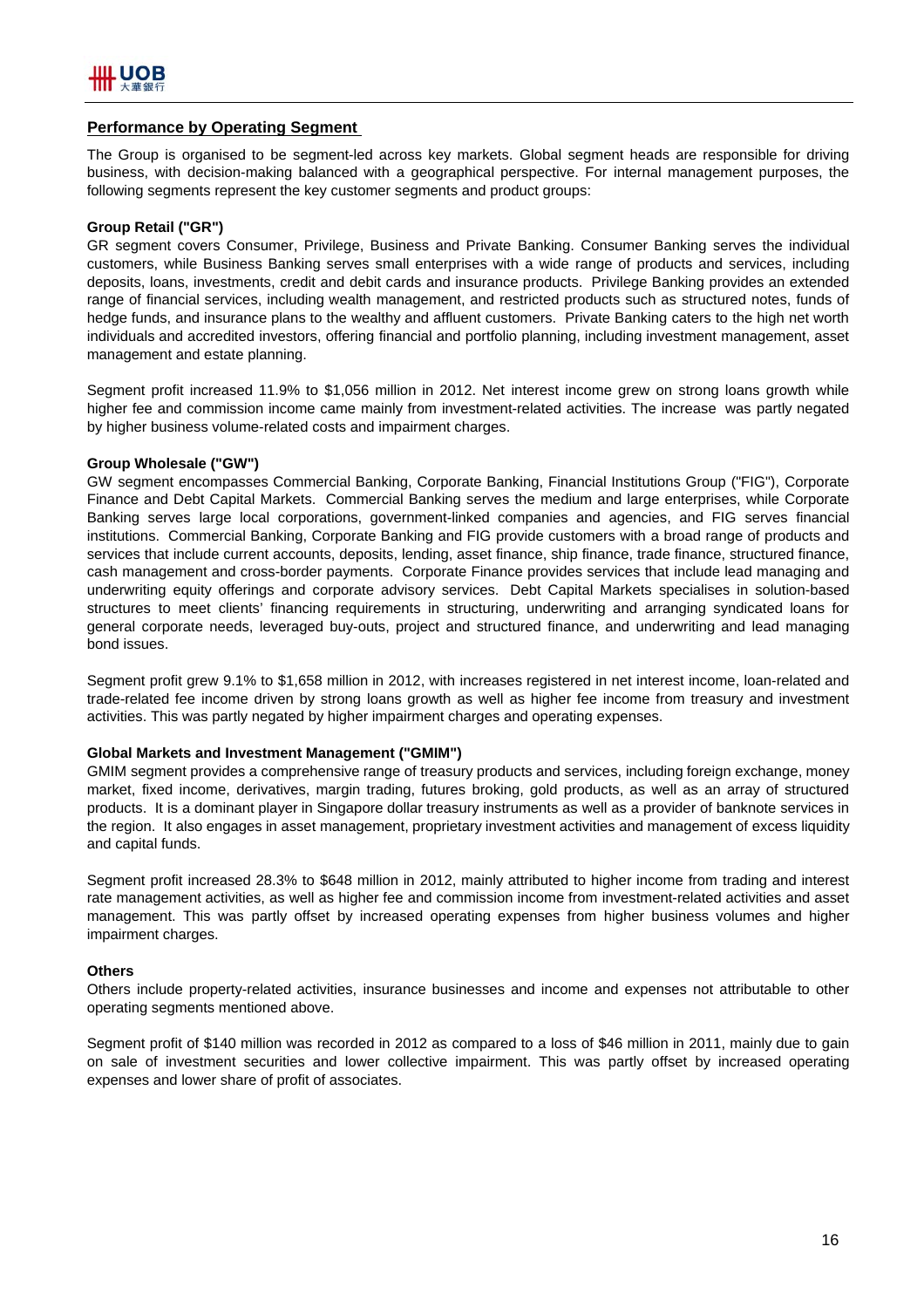## Performance by Operating Segment

The Group is organised to be segment-led across key markets. Global segment heads are responsible for driving business, with decision-making balanced with a geographical perspective. For internal management purposes, the following segments represent the key customer segments and product groups:

**Group Retail ("GR")**

GR segment covers Consumer, Privilege, Business and Private Banking. Consumer Banking serves the individual customers, while Business Banking serves small enterprises with a wide range of products and services, including deposits, loans, investments, credit and debit cards and insurance products. Privilege Banking provides an extended range of financial services, including wealth management, and restricted products such as structured notes, funds of hedge funds, and insurance plans to the wealthy and affluent customers. Private Banking caters to the high net worth individuals and accredited investors, offering financial and portfolio planning, including investment management, asset management and estate planning.

Segment profit increased 11.9% to $1,056 million in 2012. Net interest income grew on strong loans growth while higher fee and commission income came mainly from investment-related activities. The increase was partly negated by higher business volume-related costs and impairment charges.

**Group Wholesale ("GW")**

GW segment encompasses Commercial Banking, Corporate Banking, Financial Institutions Group ("FIG"), Corporate Finance and Debt Capital Markets. Commercial Banking serves the medium and large enterprises, while Corporate Banking serves large local corporations, government-linked companies and agencies, and FIG serves financial institutions. Commercial Banking, Corporate Banking and FIG provide customers with a broad range of products and services that include current accounts, deposits, lending, asset finance, ship finance, trade finance, structured finance, cash management and cross-border payments. Corporate Finance provides services that include lead managing and underwriting equity offerings and corporate advisory services. Debt Capital Markets specialises in solution-based structures to meet clients' financing requirements in structuring, underwriting and arranging syndicated loans for general corporate needs, leveraged buy-outs, project and structured finance, and underwriting and lead managing bond issues.

Segment profit grew 9.1% to $1,658 million in 2012, with increases registered in net interest income, loan-related and trade-related fee income driven by strong loans growth as well as higher fee income from treasury and investment activities. This was partly negated by higher impairment charges and operating expenses.

**Global Markets and Investment Management ("GMIM")**

GMIM segment provides a comprehensive range of treasury products and services, including foreign exchange, money market, fixed income, derivatives, margin trading, futures broking, gold products, as well as an array of structured products. It is a dominant player in Singapore dollar treasury instruments as well as a provider of banknote services in the region. It also engages in asset management, proprietary investment activities and management of excess liquidity and capital funds.

Segment profit increased 28.3% to $648 million in 2012, mainly attributed to higher income from trading and interest rate management activities, as well as higher fee and commission income from investment-related activities and asset management. This was partly offset by increased operating expenses from higher business volumes and higher impairment charges.

**Others**

Others include property-related activities, insurance businesses and income and expenses not attributable to other operating segments mentioned above.

Segment profit of $140 million was recorded in 2012 as compared to a loss of $46 million in 2011, mainly due to gain on sale of investment securities and lower collective impairment. This was partly offset by increased operating expenses and lower share of profit of associates.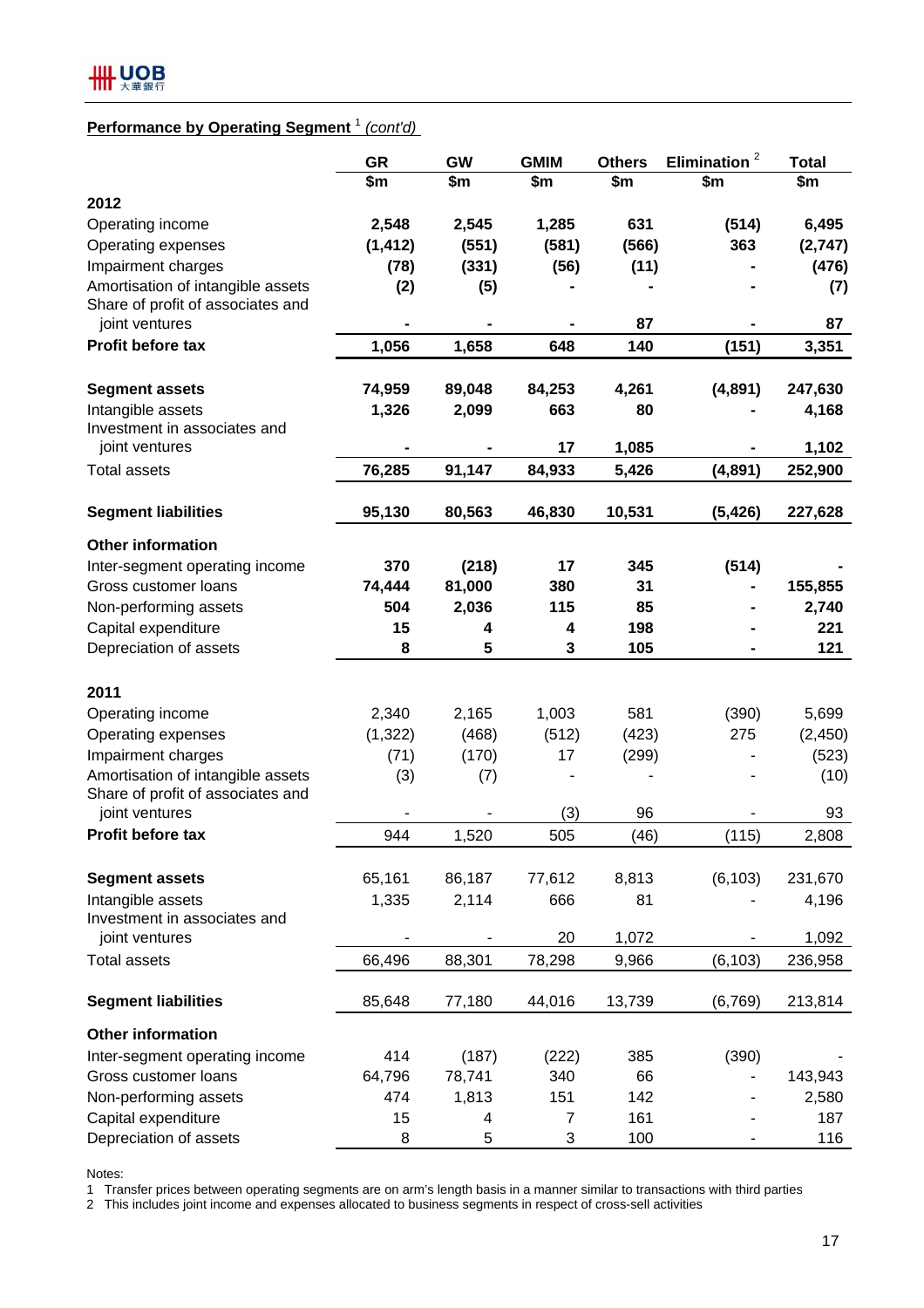## Performance by Operating Segment [1] *(cont'd)*

| | GR | GW | GMIM | Others | Elimination [2] | Total |
|---|---|---|---|---|---|---|
| | $m | $m | $m | $m | $m | $m |
| **2012** | | | | | | |
| Operating income | **2,548** | **2,545** | **1,285** | **631** | **(514)** | **6,495** |
| Operating expenses | **(1,412)** | **(551)** | **(581)** | **(566)** | **363** | **(2,747)** |
| Impairment charges | **(78)** | **(331)** | **(56)** | **(11)** | **-** | **(476)** |
| Amortisation of intangible assets | **(2)** | **(5)** | **-** | **-** | **-** | **(7)** |
| Share of profit of associates and joint ventures | **-** | **-** | **-** | **87** | **-** | **87** |
| **Profit before tax** | **1,056** | **1,658** | **648** | **140** | **(151)** | **3,351** |
| | | | | | | |
| **Segment assets** | **74,959** | **89,048** | **84,253** | **4,261** | **(4,891)** | **247,630** |
| Intangible assets | **1,326** | **2,099** | **663** | **80** | **-** | **4,168** |
| Investment in associates and joint ventures | **-** | **-** | **17** | **1,085** | **-** | **1,102** |
| Total assets | **76,285** | **91,147** | **84,933** | **5,426** | **(4,891)** | **252,900** |
| | | | | | | |
| **Segment liabilities** | **95,130** | **80,563** | **46,830** | **10,531** | **(5,426)** | **227,628** |
| | | | | | | |
| **Other information** | | | | | | |
| Inter-segment operating income | **370** | **(218)** | **17** | **345** | **(514)** | **-** |
| Gross customer loans | **74,444** | **81,000** | **380** | **31** | **-** | **155,855** |
| Non-performing assets | **504** | **2,036** | **115** | **85** | **-** | **2,740** |
| Capital expenditure | **15** | **4** | **4** | **198** | **-** | **221** |
| Depreciation of assets | **8** | **5** | **3** | **105** | **-** | **121** |
| | | | | | | |
| **2011** | | | | | | |
| Operating income | 2,340 | 2,165 | 1,003 | 581 | (390) | 5,699 |
| Operating expenses | (1,322) | (468) | (512) | (423) | 275 | (2,450) |
| Impairment charges | (71) | (170) | 17 | (299) | - | (523) |
| Amortisation of intangible assets | (3) | (7) | - | - | - | (10) |
| Share of profit of associates and joint ventures | - | - | (3) | 96 | - | 93 |
| **Profit before tax** | 944 | 1,520 | 505 | (46) | (115) | 2,808 |
| | | | | | | |
| **Segment assets** | 65,161 | 86,187 | 77,612 | 8,813 | (6,103) | 231,670 |
| Intangible assets | 1,335 | 2,114 | 666 | 81 | - | 4,196 |
| Investment in associates and joint ventures | - | - | 20 | 1,072 | - | 1,092 |
| Total assets | 66,496 | 88,301 | 78,298 | 9,966 | (6,103) | 236,958 |
| | | | | | | |
| **Segment liabilities** | 85,648 | 77,180 | 44,016 | 13,739 | (6,769) | 213,814 |
| | | | | | | |
| **Other information** | | | | | | |
| Inter-segment operating income | 414 | (187) | (222) | 385 | (390) | - |
| Gross customer loans | 64,796 | 78,741 | 340 | 66 | - | 143,943 |
| Non-performing assets | 474 | 1,813 | 151 | 142 | - | 2,580 |
| Capital expenditure | 15 | 4 | 7 | 161 | - | 187 |
| Depreciation of assets | 8 | 5 | 3 | 100 | - | 116 |

Notes:

1 Transfer prices between operating segments are on arm's length basis in a manner similar to transactions with third parties

2 This includes joint income and expenses allocated to business segments in respect of cross-sell activities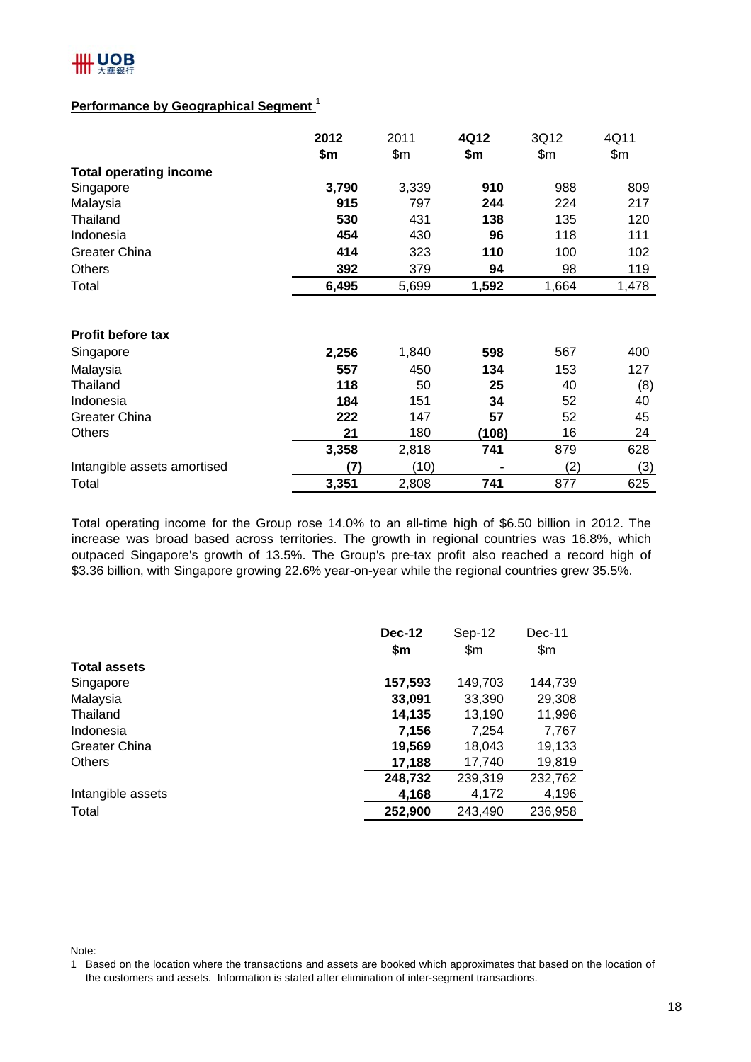## Performance by Geographical Segment [1]

| | 2012 | 2011 | 4Q12 | 3Q12 | 4Q11 |
|---|---|---|---|---|---|
| | **$m** | $m | **$m** | $m | $m |
| **Total operating income** | | | | | |
| Singapore | **3,790** | 3,339 | **910** | 988 | 809 |
| Malaysia | **915** | 797 | **244** | 224 | 217 |
| Thailand | **530** | 431 | **138** | 135 | 120 |
| Indonesia | **454** | 430 | **96** | 118 | 111 |
| Greater China | **414** | 323 | **110** | 100 | 102 |
| Others | **392** | 379 | **94** | 98 | 119 |
| Total | **6,495** | 5,699 | **1,592** | 1,664 | 1,478 |
| | | | | | |
| **Profit before tax** | | | | | |
| Singapore | **2,256** | 1,840 | **598** | 567 | 400 |
| Malaysia | **557** | 450 | **134** | 153 | 127 |
| Thailand | **118** | 50 | **25** | 40 | (8) |
| Indonesia | **184** | 151 | **34** | 52 | 40 |
| Greater China | **222** | 147 | **57** | 52 | 45 |
| Others | **21** | 180 | **(108)** | 16 | 24 |
| | **3,358** | 2,818 | **741** | 879 | 628 |
| Intangible assets amortised | **(7)** | (10) | **-** | (2) | (3) |
| Total | **3,351** | 2,808 | **741** | 877 | 625 |

Total operating income for the Group rose 14.0% to an all-time high of $6.50 billion in 2012. The increase was broad based across territories. The growth in regional countries was 16.8%, which outpaced Singapore's growth of 13.5%. The Group's pre-tax profit also reached a record high of $3.36 billion, with Singapore growing 22.6% year-on-year while the regional countries grew 35.5%.

| | Dec-12 | Sep-12 | Dec-11 |
|---|---|---|---|
| | **$m** | $m | $m |
| **Total assets** | | | |
| Singapore | **157,593** | 149,703 | 144,739 |
| Malaysia | **33,091** | 33,390 | 29,308 |
| Thailand | **14,135** | 13,190 | 11,996 |
| Indonesia | **7,156** | 7,254 | 7,767 |
| Greater China | **19,569** | 18,043 | 19,133 |
| Others | **17,188** | 17,740 | 19,819 |
| | **248,732** | 239,319 | 232,762 |
| Intangible assets | **4,168** | 4,172 | 4,196 |
| Total | **252,900** | 243,490 | 236,958 |

Note:
1 Based on the location where the transactions and assets are booked which approximates that based on the location of the customers and assets. Information is stated after elimination of inter-segment transactions.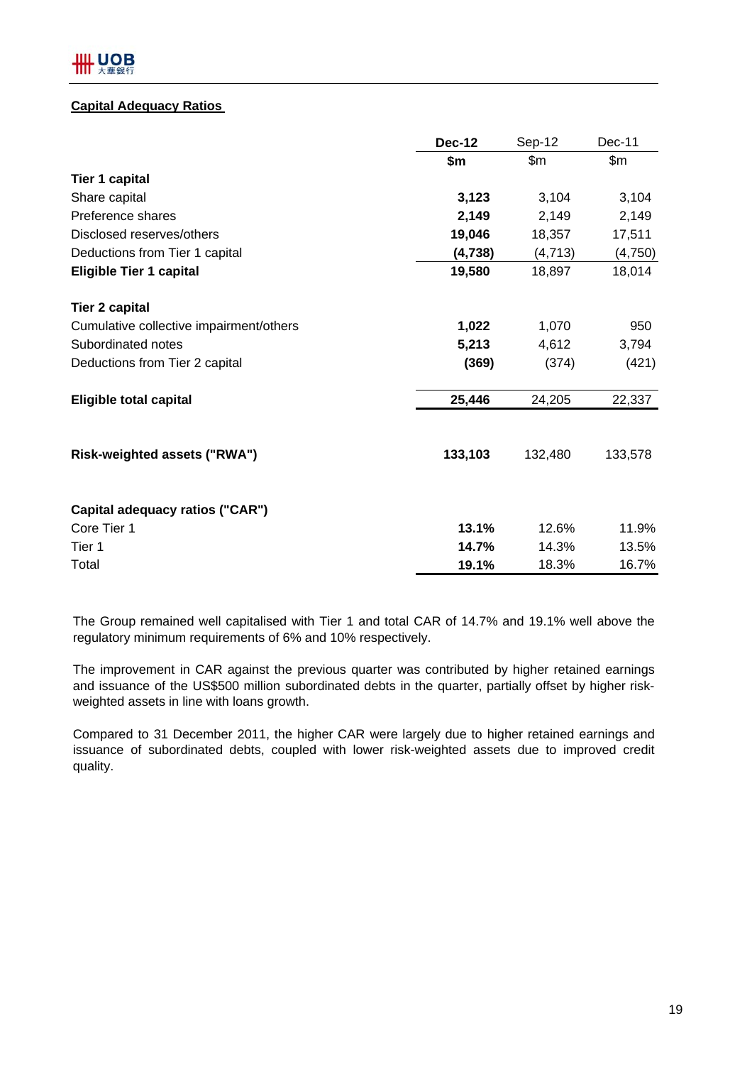## Capital Adequacy Ratios

| | **Dec-12** | Sep-12 | Dec-11 |
|---|---|---|---|
| | **$m** | $m | $m |
| **Tier 1 capital** | | | |
| Share capital | **3,123** | 3,104 | 3,104 |
| Preference shares | **2,149** | 2,149 | 2,149 |
| Disclosed reserves/others | **19,046** | 18,357 | 17,511 |
| Deductions from Tier 1 capital | **(4,738)** | (4,713) | (4,750) |
| **Eligible Tier 1 capital** | **19,580** | 18,897 | 18,014 |
| | | | |
| **Tier 2 capital** | | | |
| Cumulative collective impairment/others | **1,022** | 1,070 | 950 |
| Subordinated notes | **5,213** | 4,612 | 3,794 |
| Deductions from Tier 2 capital | **(369)** | (374) | (421) |
| | | | |
| **Eligible total capital** | **25,446** | 24,205 | 22,337 |
| | | | |
| **Risk-weighted assets ("RWA")** | **133,103** | 132,480 | 133,578 |
| | | | |
| **Capital adequacy ratios ("CAR")** | | | |
| Core Tier 1 | **13.1%** | 12.6% | 11.9% |
| Tier 1 | **14.7%** | 14.3% | 13.5% |
| Total | **19.1%** | 18.3% | 16.7% |

The Group remained well capitalised with Tier 1 and total CAR of 14.7% and 19.1% well above the regulatory minimum requirements of 6% and 10% respectively.

The improvement in CAR against the previous quarter was contributed by higher retained earnings and issuance of the US$500 million subordinated debts in the quarter, partially offset by higher risk-weighted assets in line with loans growth.

Compared to 31 December 2011, the higher CAR were largely due to higher retained earnings and issuance of subordinated debts, coupled with lower risk-weighted assets due to improved credit quality.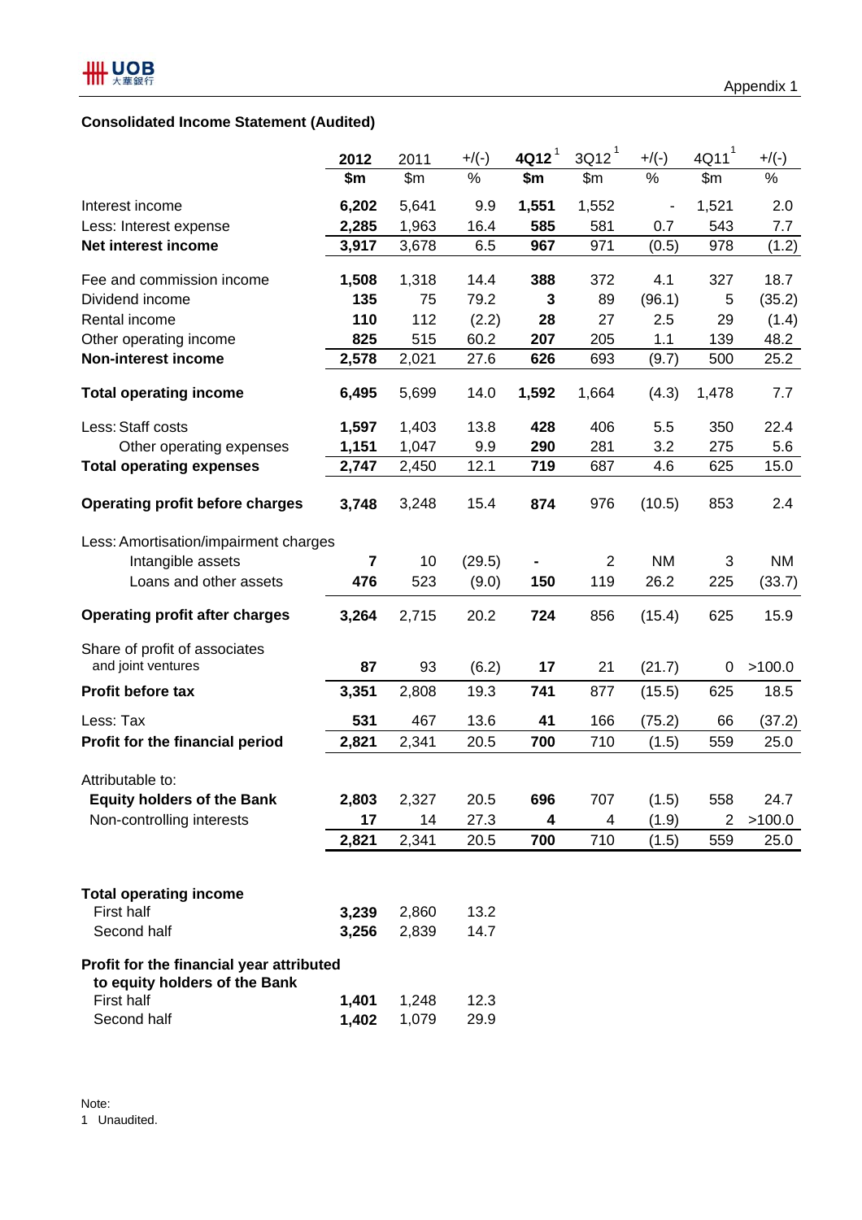Appendix 1

## Consolidated Income Statement (Audited)

| | 2012 | 2011 | +/(-) | 4Q12[1] | 3Q12[1] | +/(-) | 4Q11[1] | +/(-) |
|---|---|---|---|---|---|---|---|---|
| | **$m** | $m | % | **$m** | $m | % | $m | % |
| Interest income | **6,202** | 5,641 | 9.9 | **1,551** | 1,552 | - | 1,521 | 2.0 |
| Less: Interest expense | **2,285** | 1,963 | 16.4 | **585** | 581 | 0.7 | 543 | 7.7 |
| **Net interest income** | **3,917** | 3,678 | 6.5 | **967** | 971 | (0.5) | 978 | (1.2) |
| Fee and commission income | **1,508** | 1,318 | 14.4 | **388** | 372 | 4.1 | 327 | 18.7 |
| Dividend income | **135** | 75 | 79.2 | **3** | 89 | (96.1) | 5 | (35.2) |
| Rental income | **110** | 112 | (2.2) | **28** | 27 | 2.5 | 29 | (1.4) |
| Other operating income | **825** | 515 | 60.2 | **207** | 205 | 1.1 | 139 | 48.2 |
| **Non-interest income** | **2,578** | 2,021 | 27.6 | **626** | 693 | (9.7) | 500 | 25.2 |
| **Total operating income** | **6,495** | 5,699 | 14.0 | **1,592** | 1,664 | (4.3) | 1,478 | 7.7 |
| Less: Staff costs | **1,597** | 1,403 | 13.8 | **428** | 406 | 5.5 | 350 | 22.4 |
| Other operating expenses | **1,151** | 1,047 | 9.9 | **290** | 281 | 3.2 | 275 | 5.6 |
| **Total operating expenses** | **2,747** | 2,450 | 12.1 | **719** | 687 | 4.6 | 625 | 15.0 |
| **Operating profit before charges** | **3,748** | 3,248 | 15.4 | **874** | 976 | (10.5) | 853 | 2.4 |
| Less: Amortisation/impairment charges | | | | | | | | |
| Intangible assets | **7** | 10 | (29.5) | **-** | 2 | NM | 3 | NM |
| Loans and other assets | **476** | 523 | (9.0) | **150** | 119 | 26.2 | 225 | (33.7) |
| **Operating profit after charges** | **3,264** | 2,715 | 20.2 | **724** | 856 | (15.4) | 625 | 15.9 |
| Share of profit of associates and joint ventures | **87** | 93 | (6.2) | **17** | 21 | (21.7) | 0 | >100.0 |
| **Profit before tax** | **3,351** | 2,808 | 19.3 | **741** | 877 | (15.5) | 625 | 18.5 |
| Less: Tax | **531** | 467 | 13.6 | **41** | 166 | (75.2) | 66 | (37.2) |
| **Profit for the financial period** | **2,821** | 2,341 | 20.5 | **700** | 710 | (1.5) | 559 | 25.0 |
| Attributable to: | | | | | | | | |
| **Equity holders of the Bank** | **2,803** | 2,327 | 20.5 | **696** | 707 | (1.5) | 558 | 24.7 |
| Non-controlling interests | **17** | 14 | 27.3 | **4** | 4 | (1.9) | 2 | >100.0 |
| | **2,821** | 2,341 | 20.5 | **700** | 710 | (1.5) | 559 | 25.0 |

| | 2012 | 2011 | +/(-) |
|---|---|---|---|
| **Total operating income** | | | |
| First half | **3,239** | 2,860 | 13.2 |
| Second half | **3,256** | 2,839 | 14.7 |
| **Profit for the financial year attributed to equity holders of the Bank** | | | |
| First half | **1,401** | 1,248 | 12.3 |
| Second half | **1,402** | 1,079 | 29.9 |

Note:
1 Unaudited.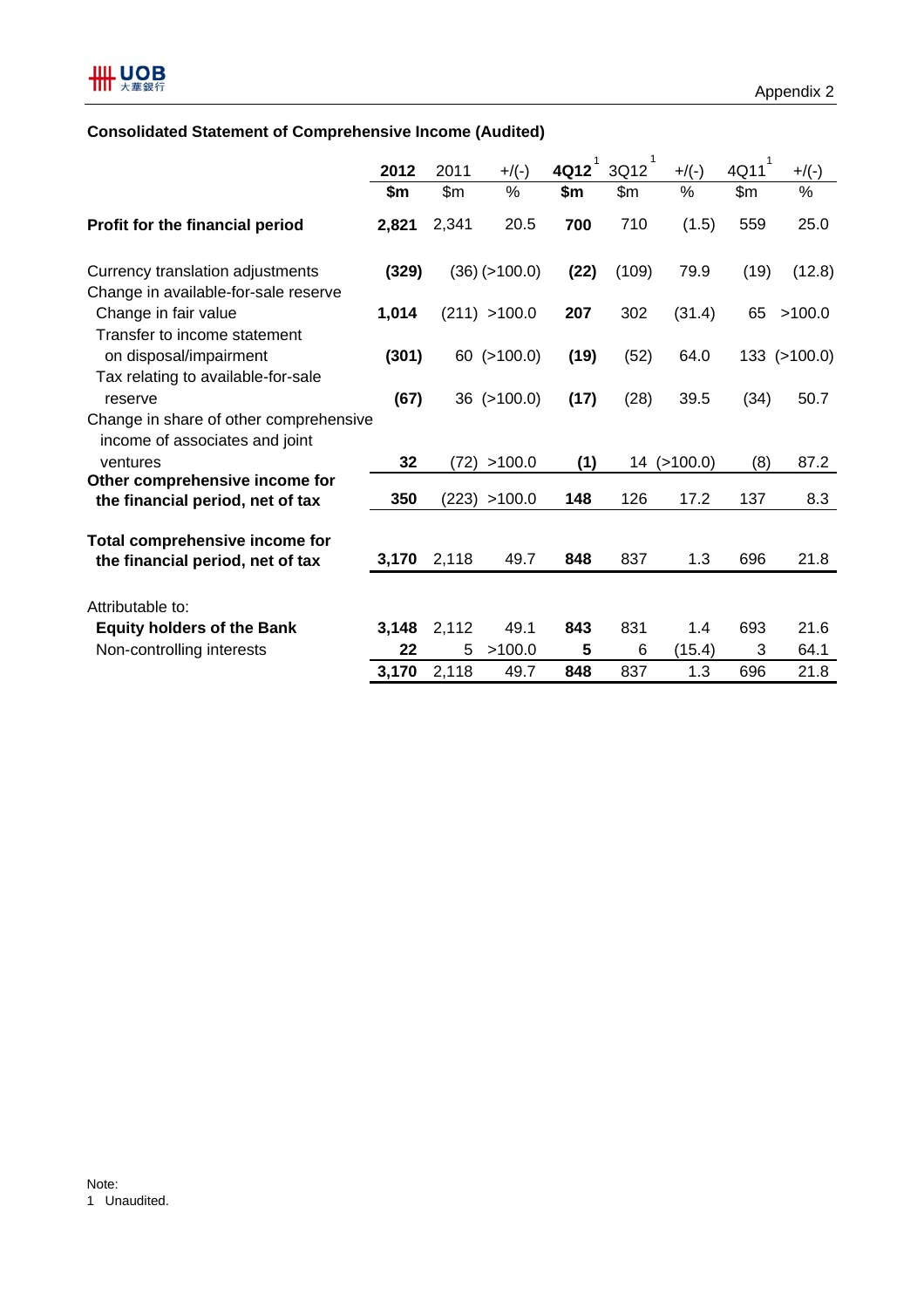Appendix 2

## Consolidated Statement of Comprehensive Income (Audited)

| | 2012 | 2011 | +/(-) | 4Q12 [1] | 3Q12 [1] | +/(-) | 4Q11 [1] | +/(-) |
|---|---|---|---|---|---|---|---|---|
| | **$m** | $m | % | **$m** | $m | % | $m | % |
| **Profit for the financial period** | **2,821** | 2,341 | 20.5 | **700** | 710 | (1.5) | 559 | 25.0 |
| Currency translation adjustments | **(329)** | (36) | (>100.0) | **(22)** | (109) | 79.9 | (19) | (12.8) |
| Change in available-for-sale reserve | | | | | | | | |
| Change in fair value | **1,014** | (211) | >100.0 | **207** | 302 | (31.4) | 65 | >100.0 |
| Transfer to income statement on disposal/impairment | **(301)** | 60 | (>100.0) | **(19)** | (52) | 64.0 | 133 | (>100.0) |
| Tax relating to available-for-sale reserve | **(67)** | 36 | (>100.0) | **(17)** | (28) | 39.5 | (34) | 50.7 |
| Change in share of other comprehensive income of associates and joint ventures | **32** | (72) | >100.0 | **(1)** | 14 | (>100.0) | (8) | 87.2 |
| **Other comprehensive income for the financial period, net of tax** | **350** | (223) | >100.0 | **148** | 126 | 17.2 | 137 | 8.3 |
| **Total comprehensive income for the financial period, net of tax** | **3,170** | 2,118 | 49.7 | **848** | 837 | 1.3 | 696 | 21.8 |
| Attributable to: | | | | | | | | |
| **Equity holders of the Bank** | **3,148** | 2,112 | 49.1 | **843** | 831 | 1.4 | 693 | 21.6 |
| Non-controlling interests | **22** | 5 | >100.0 | **5** | 6 | (15.4) | 3 | 64.1 |
| | **3,170** | 2,118 | 49.7 | **848** | 837 | 1.3 | 696 | 21.8 |

Note:
1 Unaudited.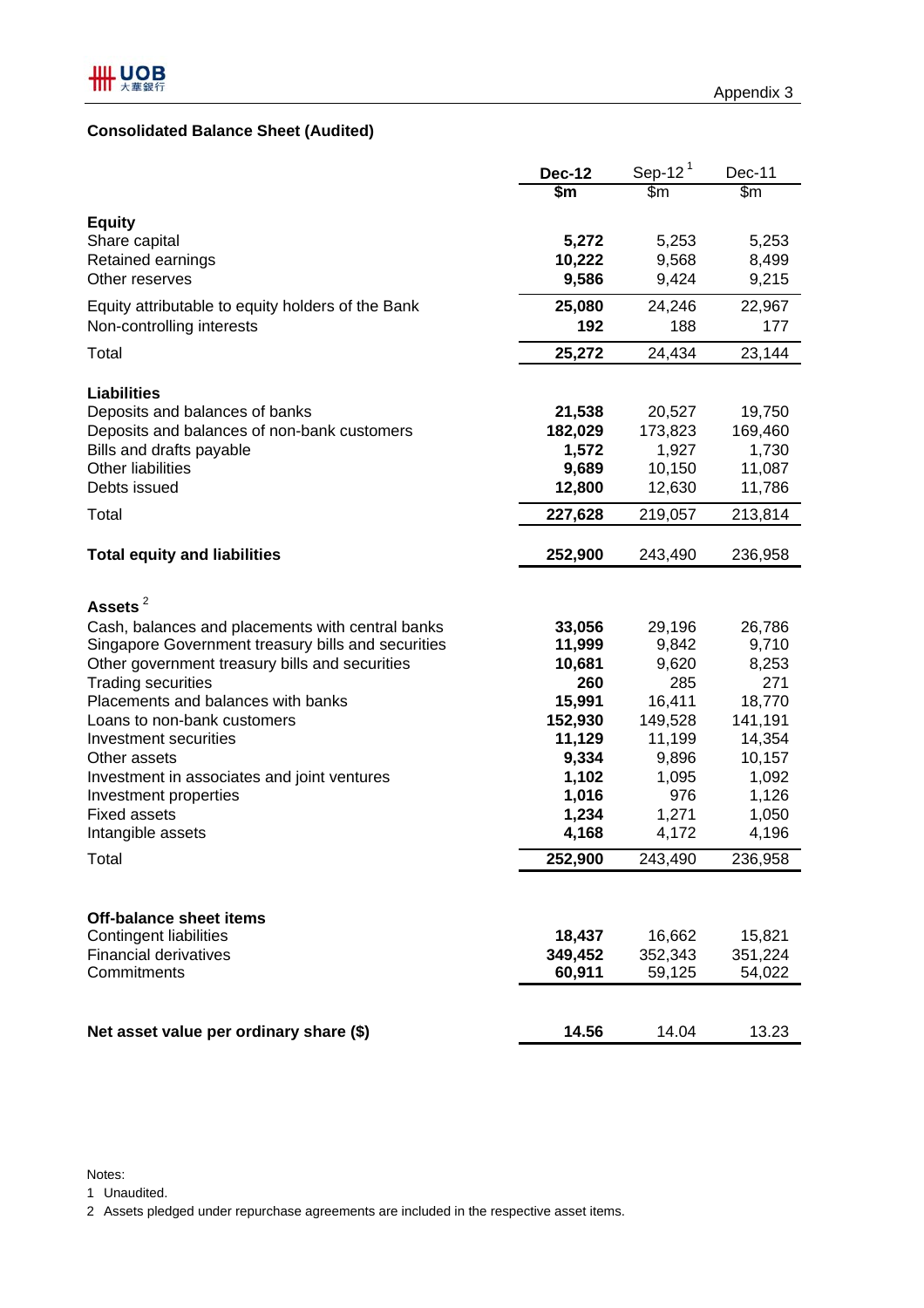Appendix 3

## Consolidated Balance Sheet (Audited)

| | **Dec-12** | Sep-12 [1] | Dec-11 |
|---|---|---|---|
| | **$m** | $m | $m |
| **Equity** | | | |
| Share capital | **5,272** | 5,253 | 5,253 |
| Retained earnings | **10,222** | 9,568 | 8,499 |
| Other reserves | **9,586** | 9,424 | 9,215 |
| Equity attributable to equity holders of the Bank | **25,080** | 24,246 | 22,967 |
| Non-controlling interests | **192** | 188 | 177 |
| Total | **25,272** | 24,434 | 23,144 |
| **Liabilities** | | | |
| Deposits and balances of banks | **21,538** | 20,527 | 19,750 |
| Deposits and balances of non-bank customers | **182,029** | 173,823 | 169,460 |
| Bills and drafts payable | **1,572** | 1,927 | 1,730 |
| Other liabilities | **9,689** | 10,150 | 11,087 |
| Debts issued | **12,800** | 12,630 | 11,786 |
| Total | **227,628** | 219,057 | 213,814 |
| **Total equity and liabilities** | **252,900** | 243,490 | 236,958 |
| **Assets** [2] | | | |
| Cash, balances and placements with central banks | **33,056** | 29,196 | 26,786 |
| Singapore Government treasury bills and securities | **11,999** | 9,842 | 9,710 |
| Other government treasury bills and securities | **10,681** | 9,620 | 8,253 |
| Trading securities | **260** | 285 | 271 |
| Placements and balances with banks | **15,991** | 16,411 | 18,770 |
| Loans to non-bank customers | **152,930** | 149,528 | 141,191 |
| Investment securities | **11,129** | 11,199 | 14,354 |
| Other assets | **9,334** | 9,896 | 10,157 |
| Investment in associates and joint ventures | **1,102** | 1,095 | 1,092 |
| Investment properties | **1,016** | 976 | 1,126 |
| Fixed assets | **1,234** | 1,271 | 1,050 |
| Intangible assets | **4,168** | 4,172 | 4,196 |
| Total | **252,900** | 243,490 | 236,958 |
| **Off-balance sheet items** | | | |
| Contingent liabilities | **18,437** | 16,662 | 15,821 |
| Financial derivatives | **349,452** | 352,343 | 351,224 |
| Commitments | **60,911** | 59,125 | 54,022 |
| **Net asset value per ordinary share ($)** | **14.56** | 14.04 | 13.23 |

Notes:

1 Unaudited.

2 Assets pledged under repurchase agreements are included in the respective asset items.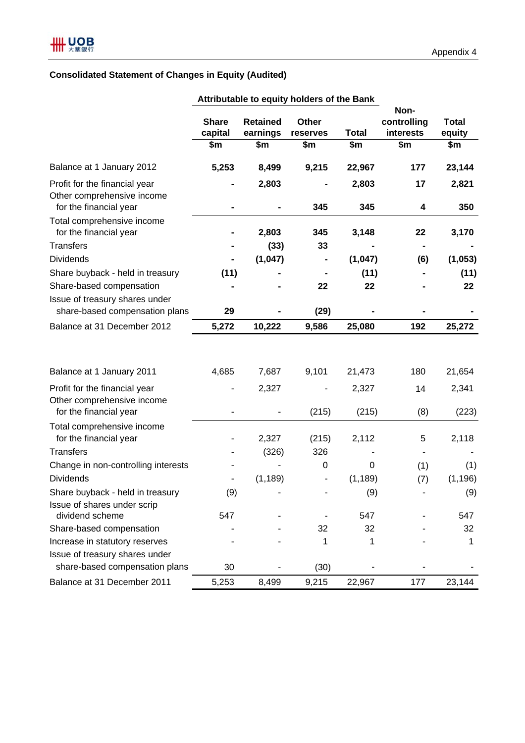Appendix 4

## Consolidated Statement of Changes in Equity (Audited)

| | Attributable to equity holders of the Bank | | | | | |
|---|---|---|---|---|---|---|
| | Share capital | Retained earnings | Other reserves | Total | Non-controlling interests | Total equity |
| | $m | $m | $m | $m | $m | $m |
| **Balance at 1 January 2012** | **5,253** | **8,499** | **9,215** | **22,967** | **177** | **23,144** |
| Profit for the financial year | **-** | **2,803** | **-** | **2,803** | **17** | **2,821** |
| Other comprehensive income for the financial year | **-** | **-** | **345** | **345** | **4** | **350** |
| Total comprehensive income for the financial year | **-** | **2,803** | **345** | **3,148** | **22** | **3,170** |
| Transfers | **-** | **(33)** | **33** | **-** | **-** | **-** |
| Dividends | **-** | **(1,047)** | **-** | **(1,047)** | **(6)** | **(1,053)** |
| Share buyback - held in treasury | **(11)** | **-** | **-** | **(11)** | **-** | **(11)** |
| Share-based compensation | **-** | **-** | **22** | **22** | **-** | **22** |
| Issue of treasury shares under share-based compensation plans | **29** | **-** | **(29)** | **-** | **-** | **-** |
| **Balance at 31 December 2012** | **5,272** | **10,222** | **9,586** | **25,080** | **192** | **25,272** |
| | | | | | | |
| Balance at 1 January 2011 | 4,685 | 7,687 | 9,101 | 21,473 | 180 | 21,654 |
| Profit for the financial year | - | 2,327 | - | 2,327 | 14 | 2,341 |
| Other comprehensive income for the financial year | - | - | (215) | (215) | (8) | (223) |
| Total comprehensive income for the financial year | - | 2,327 | (215) | 2,112 | 5 | 2,118 |
| Transfers | - | (326) | 326 | - | - | - |
| Change in non-controlling interests | - | - | 0 | 0 | (1) | (1) |
| Dividends | - | (1,189) | - | (1,189) | (7) | (1,196) |
| Share buyback - held in treasury | (9) | - | - | (9) | - | (9) |
| Issue of shares under scrip dividend scheme | 547 | - | - | 547 | - | 547 |
| Share-based compensation | - | - | 32 | 32 | - | 32 |
| Increase in statutory reserves | - | - | 1 | 1 | - | 1 |
| Issue of treasury shares under share-based compensation plans | 30 | - | (30) | - | - | - |
| Balance at 31 December 2011 | 5,253 | 8,499 | 9,215 | 22,967 | 177 | 23,144 |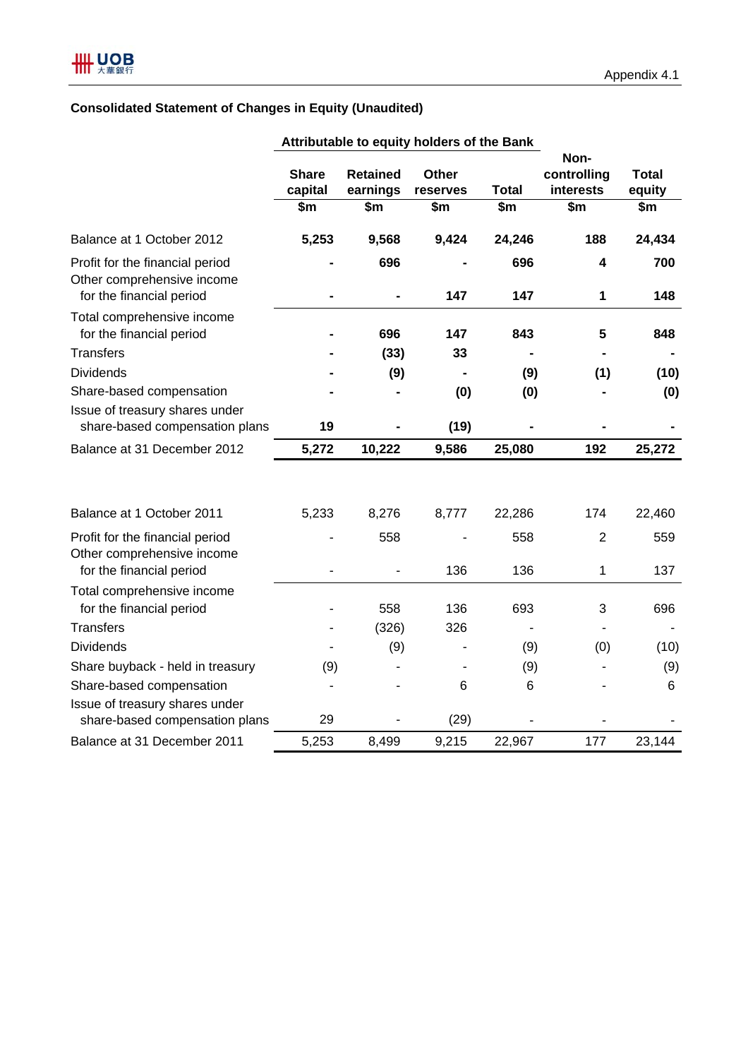Appendix 4.1

## Consolidated Statement of Changes in Equity (Unaudited)

| | Attributable to equity holders of the Bank | | | | | |
|---|---|---|---|---|---|---|
| | **Share capital** | **Retained earnings** | **Other reserves** | **Total** | **Non-controlling interests** | **Total equity** |
| | **$m** | **$m** | **$m** | **$m** | **$m** | **$m** |
| Balance at 1 October 2012 | **5,253** | **9,568** | **9,424** | **24,246** | **188** | **24,434** |
| Profit for the financial period | **-** | **696** | **-** | **696** | **4** | **700** |
| Other comprehensive income for the financial period | **-** | **-** | **147** | **147** | **1** | **148** |
| Total comprehensive income for the financial period | **-** | **696** | **147** | **843** | **5** | **848** |
| Transfers | **-** | **(33)** | **33** | **-** | **-** | **-** |
| Dividends | **-** | **(9)** | **-** | **(9)** | **(1)** | **(10)** |
| Share-based compensation | **-** | **-** | **(0)** | **(0)** | **-** | **(0)** |
| Issue of treasury shares under share-based compensation plans | **19** | **-** | **(19)** | **-** | **-** | **-** |
| Balance at 31 December 2012 | **5,272** | **10,222** | **9,586** | **25,080** | **192** | **25,272** |
| | | | | | | |
| Balance at 1 October 2011 | 5,233 | 8,276 | 8,777 | 22,286 | 174 | 22,460 |
| Profit for the financial period | - | 558 | - | 558 | 2 | 559 |
| Other comprehensive income for the financial period | - | - | 136 | 136 | 1 | 137 |
| Total comprehensive income for the financial period | - | 558 | 136 | 693 | 3 | 696 |
| Transfers | - | (326) | 326 | - | - | - |
| Dividends | - | (9) | - | (9) | (0) | (10) |
| Share buyback - held in treasury | (9) | - | - | (9) | - | (9) |
| Share-based compensation | - | - | 6 | 6 | - | 6 |
| Issue of treasury shares under share-based compensation plans | 29 | - | (29) | - | - | - |
| Balance at 31 December 2011 | 5,253 | 8,499 | 9,215 | 22,967 | 177 | 23,144 |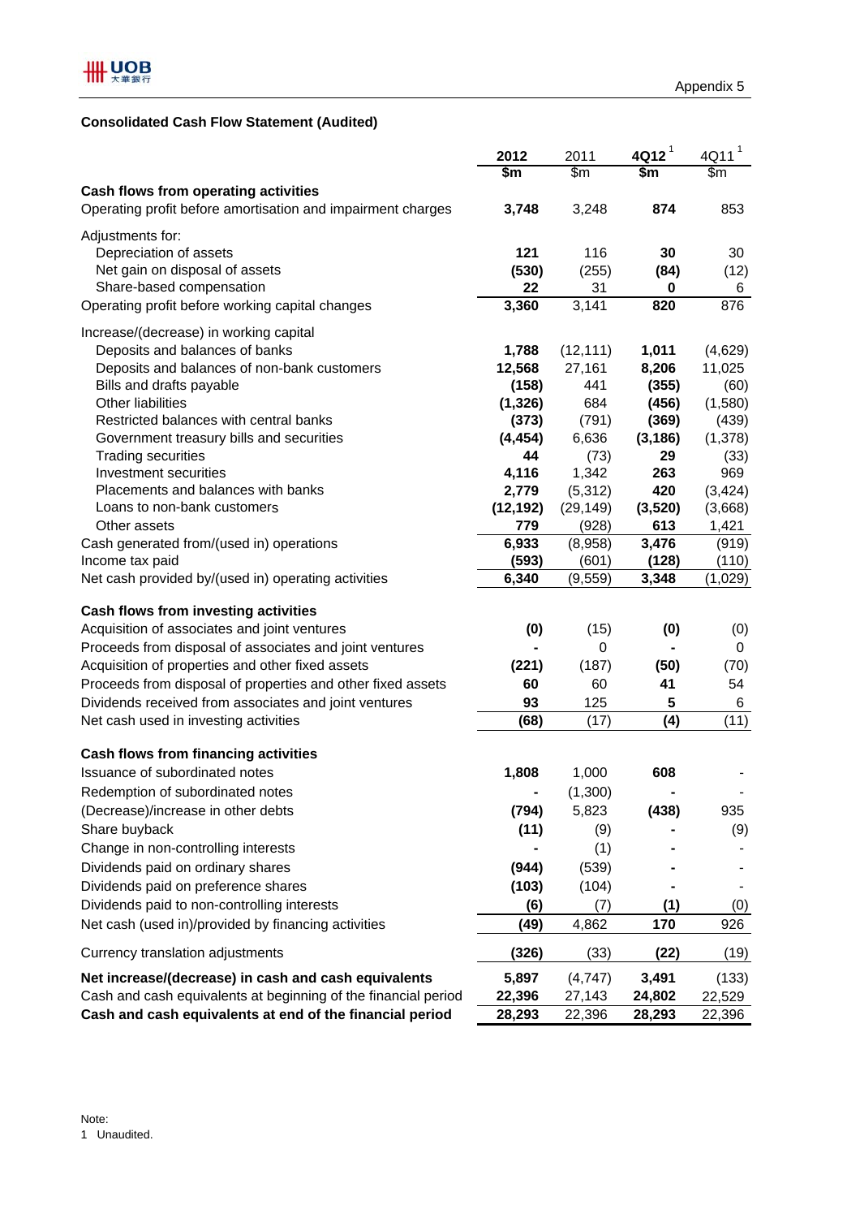Appendix 5

## Consolidated Cash Flow Statement (Audited)

| | 2012 | 2011 | 4Q12 [1] | 4Q11 [1] |
|---|---|---|---|---|
| | $m | $m | $m | $m |
| **Cash flows from operating activities** | | | | |
| Operating profit before amortisation and impairment charges | **3,748** | 3,248 | **874** | 853 |
| Adjustments for: | | | | |
| Depreciation of assets | **121** | 116 | **30** | 30 |
| Net gain on disposal of assets | **(530)** | (255) | **(84)** | (12) |
| Share-based compensation | **22** | 31 | **0** | 6 |
| Operating profit before working capital changes | **3,360** | 3,141 | **820** | 876 |
| Increase/(decrease) in working capital | | | | |
| Deposits and balances of banks | **1,788** | (12,111) | **1,011** | (4,629) |
| Deposits and balances of non-bank customers | **12,568** | 27,161 | **8,206** | 11,025 |
| Bills and drafts payable | **(158)** | 441 | **(355)** | (60) |
| Other liabilities | **(1,326)** | 684 | **(456)** | (1,580) |
| Restricted balances with central banks | **(373)** | (791) | **(369)** | (439) |
| Government treasury bills and securities | **(4,454)** | 6,636 | **(3,186)** | (1,378) |
| Trading securities | **44** | (73) | **29** | (33) |
| Investment securities | **4,116** | 1,342 | **263** | 969 |
| Placements and balances with banks | **2,779** | (5,312) | **420** | (3,424) |
| Loans to non-bank customers | **(12,192)** | (29,149) | **(3,520)** | (3,668) |
| Other assets | **779** | (928) | **613** | 1,421 |
| Cash generated from/(used in) operations | **6,933** | (8,958) | **3,476** | (919) |
| Income tax paid | **(593)** | (601) | **(128)** | (110) |
| Net cash provided by/(used in) operating activities | **6,340** | (9,559) | **3,348** | (1,029) |
| **Cash flows from investing activities** | | | | |
| Acquisition of associates and joint ventures | **(0)** | (15) | **(0)** | (0) |
| Proceeds from disposal of associates and joint ventures | **-** | 0 | **-** | 0 |
| Acquisition of properties and other fixed assets | **(221)** | (187) | **(50)** | (70) |
| Proceeds from disposal of properties and other fixed assets | **60** | 60 | **41** | 54 |
| Dividends received from associates and joint ventures | **93** | 125 | **5** | 6 |
| Net cash used in investing activities | **(68)** | (17) | **(4)** | (11) |
| **Cash flows from financing activities** | | | | |
| Issuance of subordinated notes | **1,808** | 1,000 | **608** | - |
| Redemption of subordinated notes | **-** | (1,300) | **-** | - |
| (Decrease)/increase in other debts | **(794)** | 5,823 | **(438)** | 935 |
| Share buyback | **(11)** | (9) | **-** | (9) |
| Change in non-controlling interests | **-** | (1) | **-** | - |
| Dividends paid on ordinary shares | **(944)** | (539) | **-** | - |
| Dividends paid on preference shares | **(103)** | (104) | **-** | - |
| Dividends paid to non-controlling interests | **(6)** | (7) | **(1)** | (0) |
| Net cash (used in)/provided by financing activities | **(49)** | 4,862 | **170** | 926 |
| Currency translation adjustments | **(326)** | (33) | **(22)** | (19) |
| **Net increase/(decrease) in cash and cash equivalents** | **5,897** | (4,747) | **3,491** | (133) |
| Cash and cash equivalents at beginning of the financial period | **22,396** | 27,143 | **24,802** | 22,529 |
| **Cash and cash equivalents at end of the financial period** | **28,293** | 22,396 | **28,293** | 22,396 |

Note:
1 Unaudited.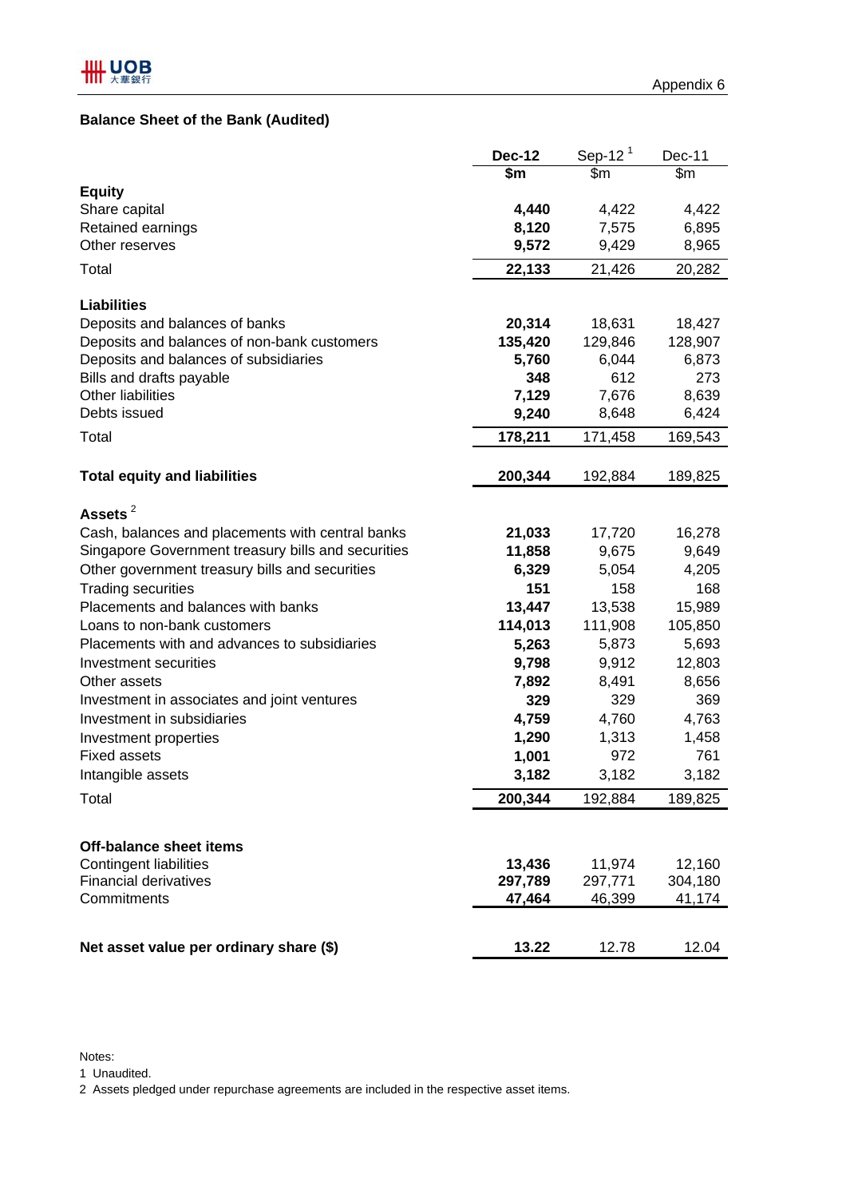Appendix 6

## Balance Sheet of the Bank (Audited)

| | **Dec-12** | Sep-12 [1] | Dec-11 |
|---|---|---|---|
| | **$m** | $m | $m |
| **Equity** | | | |
| Share capital | **4,440** | 4,422 | 4,422 |
| Retained earnings | **8,120** | 7,575 | 6,895 |
| Other reserves | **9,572** | 9,429 | 8,965 |
| Total | **22,133** | 21,426 | 20,282 |
| | | | |
| **Liabilities** | | | |
| Deposits and balances of banks | **20,314** | 18,631 | 18,427 |
| Deposits and balances of non-bank customers | **135,420** | 129,846 | 128,907 |
| Deposits and balances of subsidiaries | **5,760** | 6,044 | 6,873 |
| Bills and drafts payable | **348** | 612 | 273 |
| Other liabilities | **7,129** | 7,676 | 8,639 |
| Debts issued | **9,240** | 8,648 | 6,424 |
| Total | **178,211** | 171,458 | 169,543 |
| | | | |
| **Total equity and liabilities** | **200,344** | 192,884 | 189,825 |
| | | | |
| **Assets** [2] | | | |
| Cash, balances and placements with central banks | **21,033** | 17,720 | 16,278 |
| Singapore Government treasury bills and securities | **11,858** | 9,675 | 9,649 |
| Other government treasury bills and securities | **6,329** | 5,054 | 4,205 |
| Trading securities | **151** | 158 | 168 |
| Placements and balances with banks | **13,447** | 13,538 | 15,989 |
| Loans to non-bank customers | **114,013** | 111,908 | 105,850 |
| Placements with and advances to subsidiaries | **5,263** | 5,873 | 5,693 |
| Investment securities | **9,798** | 9,912 | 12,803 |
| Other assets | **7,892** | 8,491 | 8,656 |
| Investment in associates and joint ventures | **329** | 329 | 369 |
| Investment in subsidiaries | **4,759** | 4,760 | 4,763 |
| Investment properties | **1,290** | 1,313 | 1,458 |
| Fixed assets | **1,001** | 972 | 761 |
| Intangible assets | **3,182** | 3,182 | 3,182 |
| Total | **200,344** | 192,884 | 189,825 |
| | | | |
| **Off-balance sheet items** | | | |
| Contingent liabilities | **13,436** | 11,974 | 12,160 |
| Financial derivatives | **297,789** | 297,771 | 304,180 |
| Commitments | **47,464** | 46,399 | 41,174 |
| | | | |
| **Net asset value per ordinary share ($)** | **13.22** | 12.78 | 12.04 |

Notes:

1 Unaudited.

2 Assets pledged under repurchase agreements are included in the respective asset items.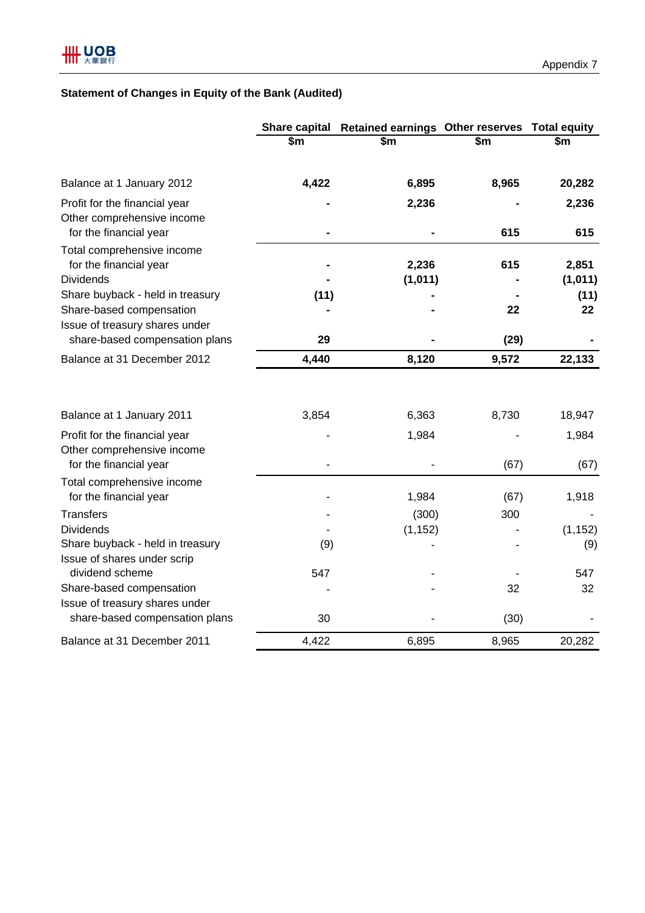Appendix 7

## Statement of Changes in Equity of the Bank (Audited)

| | Share capital | Retained earnings | Other reserves | Total equity |
|---|---|---|---|---|
| | $m | $m | $m | $m |
| **Balance at 1 January 2012** | **4,422** | **6,895** | **8,965** | **20,282** |
| Profit for the financial year | **-** | **2,236** | **-** | **2,236** |
| Other comprehensive income for the financial year | **-** | **-** | **615** | **615** |
| Total comprehensive income for the financial year | **-** | **2,236** | **615** | **2,851** |
| Dividends | **-** | **(1,011)** | **-** | **(1,011)** |
| Share buyback - held in treasury | **(11)** | **-** | **-** | **(11)** |
| Share-based compensation | **-** | **-** | **22** | **22** |
| Issue of treasury shares under share-based compensation plans | **29** | **-** | **(29)** | **-** |
| **Balance at 31 December 2012** | **4,440** | **8,120** | **9,572** | **22,133** |
| | | | | |
| Balance at 1 January 2011 | 3,854 | 6,363 | 8,730 | 18,947 |
| Profit for the financial year | - | 1,984 | - | 1,984 |
| Other comprehensive income for the financial year | - | - | (67) | (67) |
| Total comprehensive income for the financial year | - | 1,984 | (67) | 1,918 |
| Transfers | - | (300) | 300 | - |
| Dividends | - | (1,152) | - | (1,152) |
| Share buyback - held in treasury | (9) | - | - | (9) |
| Issue of shares under scrip dividend scheme | 547 | - | - | 547 |
| Share-based compensation | - | - | 32 | 32 |
| Issue of treasury shares under share-based compensation plans | 30 | - | (30) | - |
| Balance at 31 December 2011 | 4,422 | 6,895 | 8,965 | 20,282 |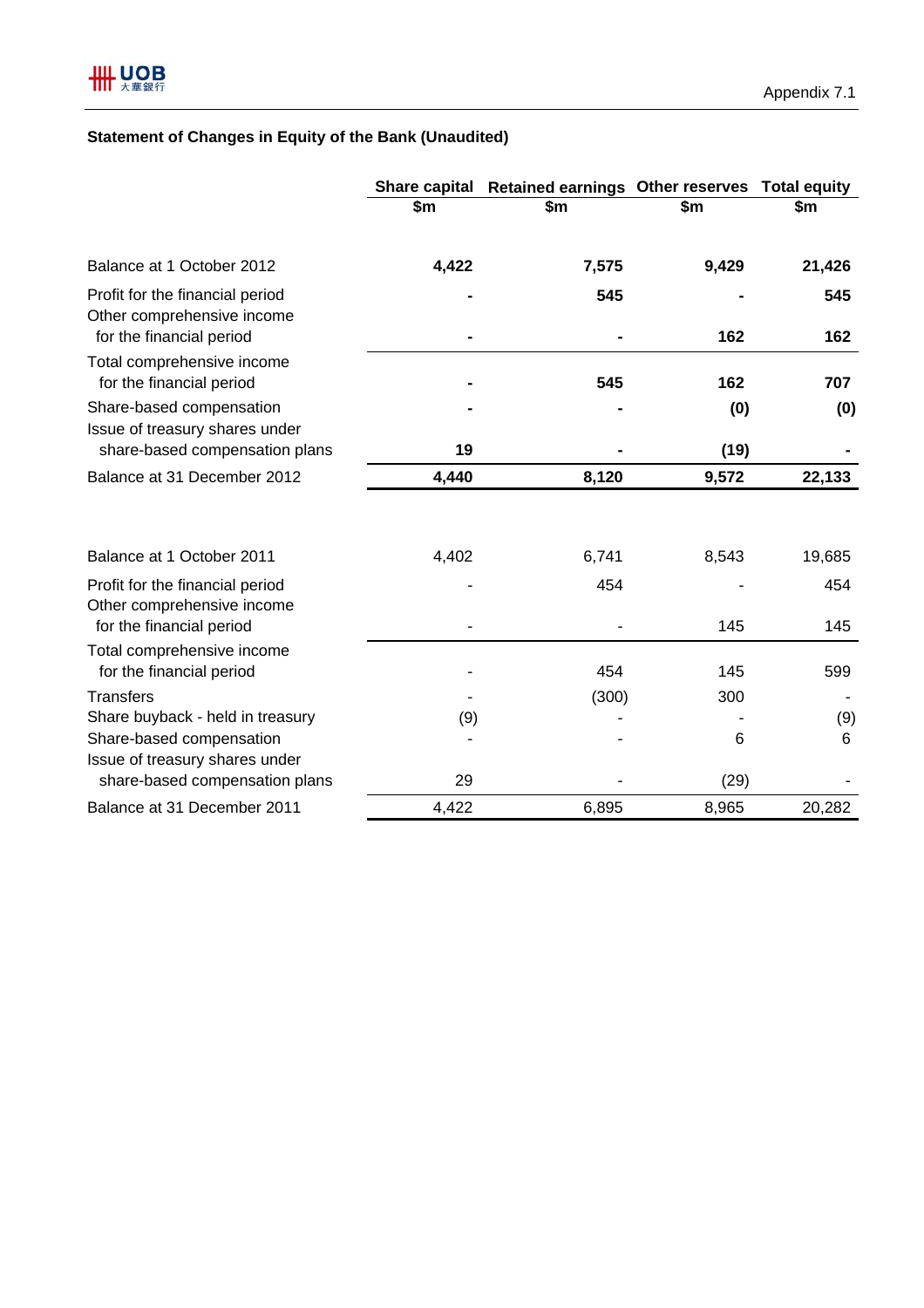Appendix 7.1

**Statement of Changes in Equity of the Bank (Unaudited)**

| | Share capital | Retained earnings | Other reserves | Total equity |
|---|---|---|---|---|
| | $m | $m | $m | $m |
| **Balance at 1 October 2012** | **4,422** | **7,575** | **9,429** | **21,426** |
| Profit for the financial period | **-** | **545** | **-** | **545** |
| Other comprehensive income for the financial period | **-** | **-** | **162** | **162** |
| Total comprehensive income for the financial period | **-** | **545** | **162** | **707** |
| Share-based compensation | **-** | **-** | **(0)** | **(0)** |
| Issue of treasury shares under share-based compensation plans | **19** | **-** | **(19)** | **-** |
| **Balance at 31 December 2012** | **4,440** | **8,120** | **9,572** | **22,133** |
| | | | | |
| Balance at 1 October 2011 | 4,402 | 6,741 | 8,543 | 19,685 |
| Profit for the financial period | - | 454 | - | 454 |
| Other comprehensive income for the financial period | - | - | 145 | 145 |
| Total comprehensive income for the financial period | - | 454 | 145 | 599 |
| Transfers | - | (300) | 300 | - |
| Share buyback - held in treasury | (9) | - | - | (9) |
| Share-based compensation | - | - | 6 | 6 |
| Issue of treasury shares under share-based compensation plans | 29 | - | (29) | - |
| Balance at 31 December 2011 | 4,422 | 6,895 | 8,965 | 20,282 |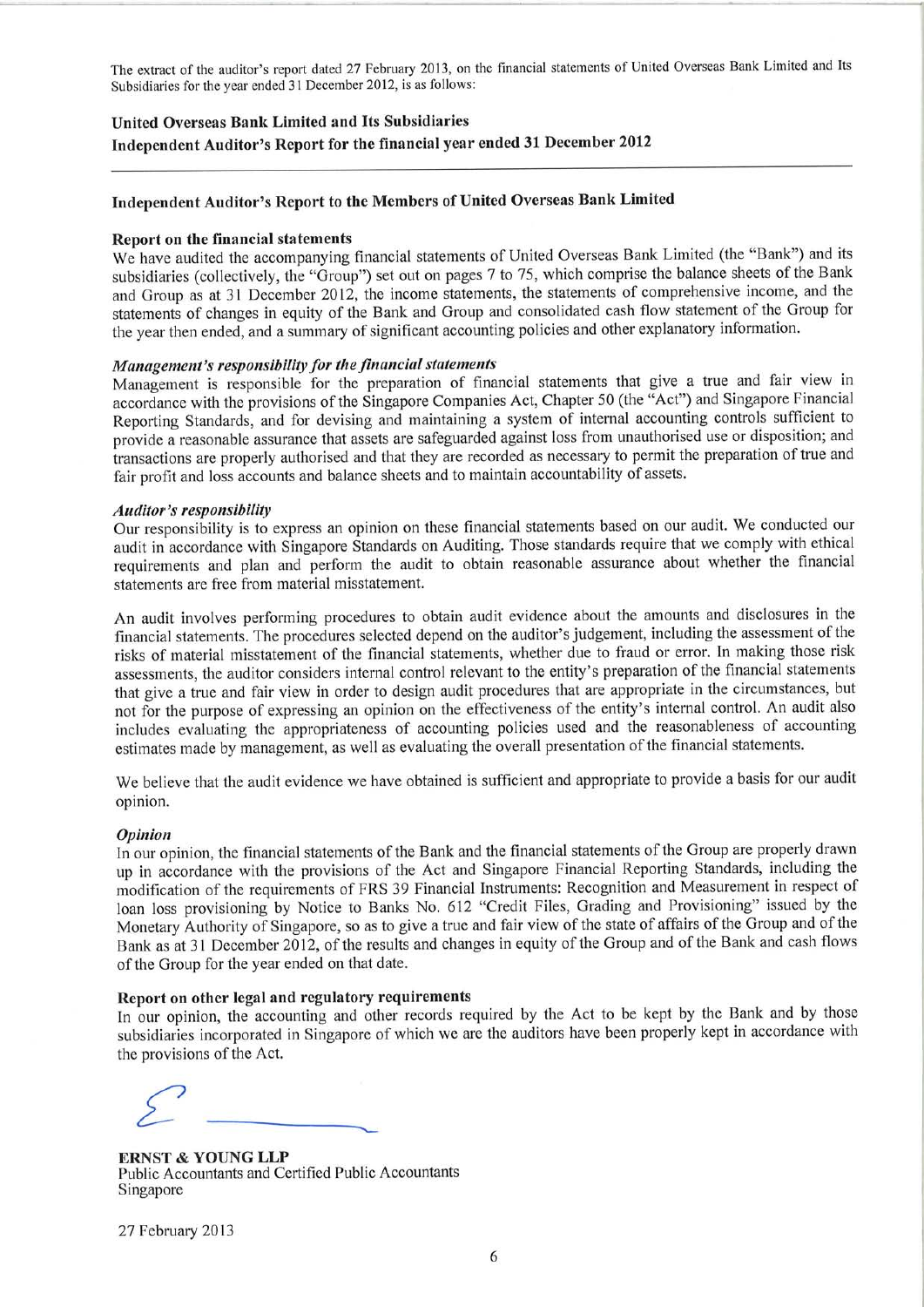The extract of the auditor's report dated 27 February 2013, on the financial statements of United Overseas Bank Limited and Its Subsidiaries for the year ended 31 December 2012, is as follows:

## United Overseas Bank Limited and Its Subsidiaries
## Independent Auditor's Report for the financial year ended 31 December 2012

### Independent Auditor's Report to the Members of United Overseas Bank Limited

**Report on the financial statements**

We have audited the accompanying financial statements of United Overseas Bank Limited (the "Bank") and its subsidiaries (collectively, the "Group") set out on pages 7 to 75, which comprise the balance sheets of the Bank and Group as at 31 December 2012, the income statements, the statements of comprehensive income, and the statements of changes in equity of the Bank and Group and consolidated cash flow statement of the Group for the year then ended, and a summary of significant accounting policies and other explanatory information.

***Management's responsibility for the financial statements***

Management is responsible for the preparation of financial statements that give a true and fair view in accordance with the provisions of the Singapore Companies Act, Chapter 50 (the "Act") and Singapore Financial Reporting Standards, and for devising and maintaining a system of internal accounting controls sufficient to provide a reasonable assurance that assets are safeguarded against loss from unauthorised use or disposition; and transactions are properly authorised and that they are recorded as necessary to permit the preparation of true and fair profit and loss accounts and balance sheets and to maintain accountability of assets.

***Auditor's responsibility***

Our responsibility is to express an opinion on these financial statements based on our audit. We conducted our audit in accordance with Singapore Standards on Auditing. Those standards require that we comply with ethical requirements and plan and perform the audit to obtain reasonable assurance about whether the financial statements are free from material misstatement.

An audit involves performing procedures to obtain audit evidence about the amounts and disclosures in the financial statements. The procedures selected depend on the auditor's judgement, including the assessment of the risks of material misstatement of the financial statements, whether due to fraud or error. In making those risk assessments, the auditor considers internal control relevant to the entity's preparation of the financial statements that give a true and fair view in order to design audit procedures that are appropriate in the circumstances, but not for the purpose of expressing an opinion on the effectiveness of the entity's internal control. An audit also includes evaluating the appropriateness of accounting policies used and the reasonableness of accounting estimates made by management, as well as evaluating the overall presentation of the financial statements.

We believe that the audit evidence we have obtained is sufficient and appropriate to provide a basis for our audit opinion.

***Opinion***

In our opinion, the financial statements of the Bank and the financial statements of the Group are properly drawn up in accordance with the provisions of the Act and Singapore Financial Reporting Standards, including the modification of the requirements of FRS 39 Financial Instruments: Recognition and Measurement in respect of loan loss provisioning by Notice to Banks No. 612 "Credit Files, Grading and Provisioning" issued by the Monetary Authority of Singapore, so as to give a true and fair view of the state of affairs of the Group and of the Bank as at 31 December 2012, of the results and changes in equity of the Group and of the Bank and cash flows of the Group for the year ended on that date.

**Report on other legal and regulatory requirements**

In our opinion, the accounting and other records required by the Act to be kept by the Bank and by those subsidiaries incorporated in Singapore of which we are the auditors have been properly kept in accordance with the provisions of the Act.

**ERNST & YOUNG LLP**
Public Accountants and Certified Public Accountants
Singapore

27 February 2013